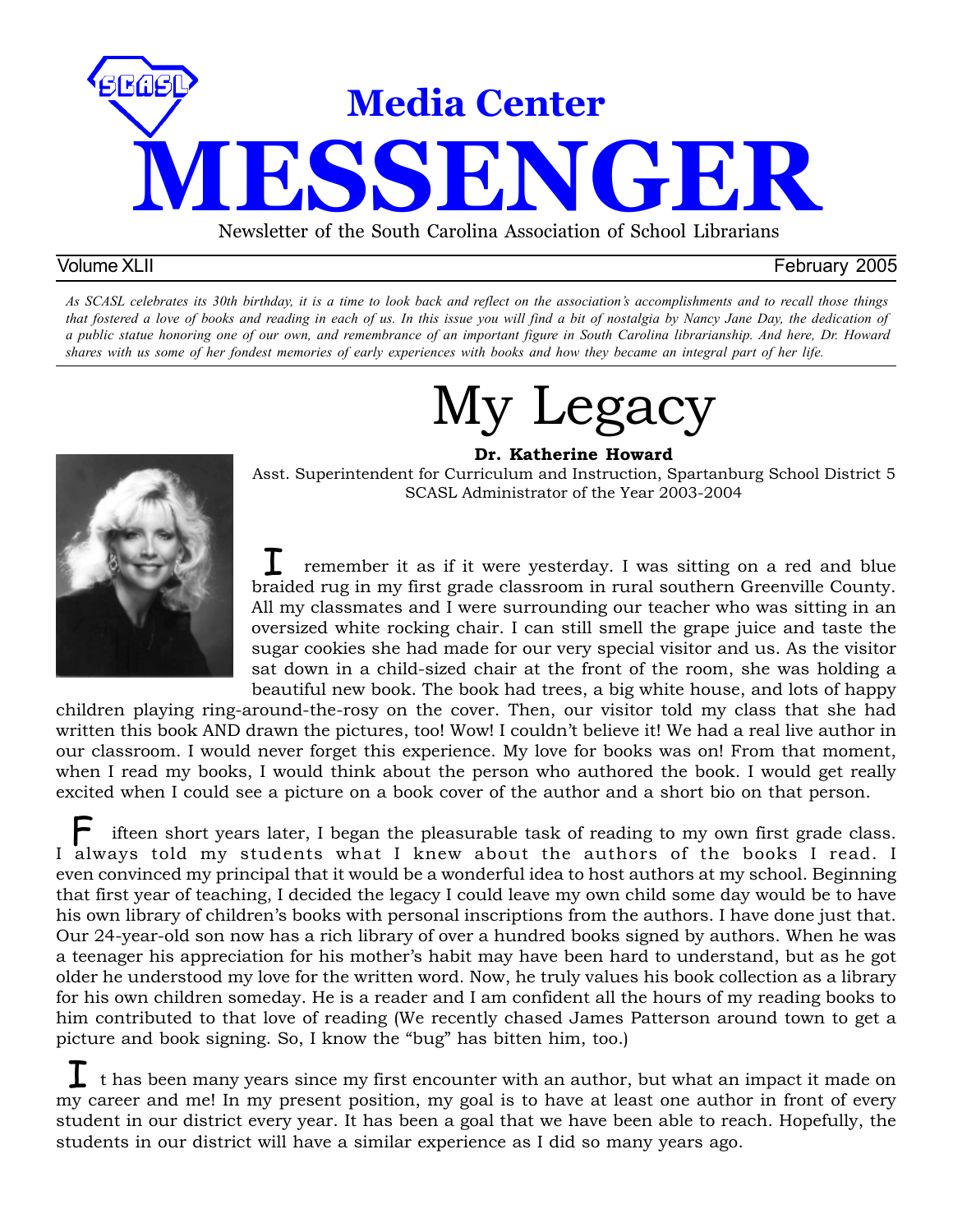# Media Center MESSENGER

Newsletter of the South Carolina Association of School Librarians

Volume XLII February 2005

*As SCASL celebrates its 30th birthday, it is a time to look back and reflect on the association's accomplishments and to recall those things that fostered a love of books and reading in each of us. In this issue you will find a bit of nostalgia by Nancy Jane Day, the dedication of a public statue honoring one of our own, and remembrance of an important figure in South Carolina librarianship. And here, Dr. Howard shares with us some of her fondest memories of early experiences with books and how they became an integral part of her life.*

## My Legacy

**Dr. Katherine Howard**

Asst. Superintendent for Curriculum and Instruction, Spartanburg School District 5
SCASL Administrator of the Year 2003-2004

I remember it as if it were yesterday. I was sitting on a red and blue braided rug in my first grade classroom in rural southern Greenville County. All my classmates and I were surrounding our teacher who was sitting in an oversized white rocking chair. I can still smell the grape juice and taste the sugar cookies she had made for our very special visitor and us. As the visitor sat down in a child-sized chair at the front of the room, she was holding a beautiful new book. The book had trees, a big white house, and lots of happy children playing ring-around-the-rosy on the cover. Then, our visitor told my class that she had written this book AND drawn the pictures, too! Wow! I couldn't believe it! We had a real live author in our classroom. I would never forget this experience. My love for books was on! From that moment, when I read my books, I would think about the person who authored the book. I would get really excited when I could see a picture on a book cover of the author and a short bio on that person.

Fifteen short years later, I began the pleasurable task of reading to my own first grade class. I always told my students what I knew about the authors of the books I read. I even convinced my principal that it would be a wonderful idea to host authors at my school. Beginning that first year of teaching, I decided the legacy I could leave my own child some day would be to have his own library of children's books with personal inscriptions from the authors. I have done just that. Our 24-year-old son now has a rich library of over a hundred books signed by authors. When he was a teenager his appreciation for his mother's habit may have been hard to understand, but as he got older he understood my love for the written word. Now, he truly values his book collection as a library for his own children someday. He is a reader and I am confident all the hours of my reading books to him contributed to that love of reading (We recently chased James Patterson around town to get a picture and book signing. So, I know the "bug" has bitten him, too.)

It has been many years since my first encounter with an author, but what an impact it made on my career and me! In my present position, my goal is to have at least one author in front of every student in our district every year. It has been a goal that we have been able to reach. Hopefully, the students in our district will have a similar experience as I did so many years ago.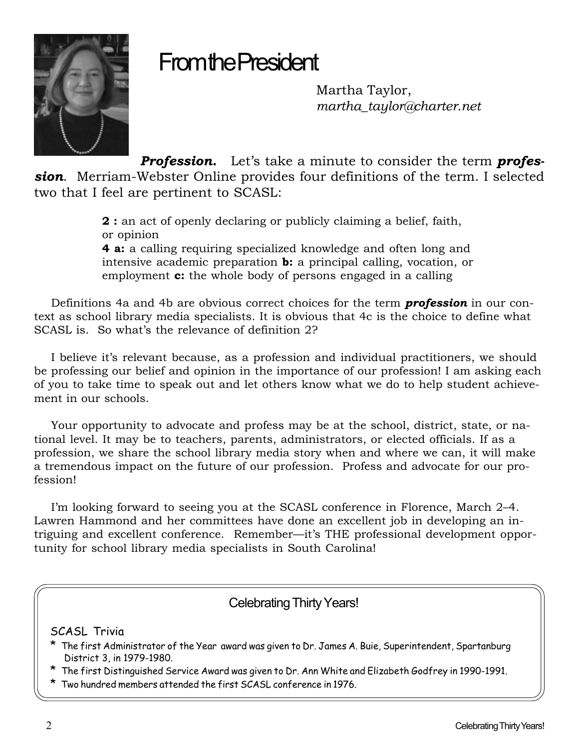# From the President

Martha Taylor,
*martha_taylor@charter.net*

***Profession.*** Let's take a minute to consider the term ***profession***. Merriam-Webster Online provides four definitions of the term. I selected two that I feel are pertinent to SCASL:

> **2 :** an act of openly declaring or publicly claiming a belief, faith, or opinion
> **4 a:** a calling requiring specialized knowledge and often long and intensive academic preparation **b:** a principal calling, vocation, or employment **c:** the whole body of persons engaged in a calling

Definitions 4a and 4b are obvious correct choices for the term ***profession*** in our context as school library media specialists. It is obvious that 4c is the choice to define what SCASL is. So what's the relevance of definition 2?

I believe it's relevant because, as a profession and individual practitioners, we should be professing our belief and opinion in the importance of our profession! I am asking each of you to take time to speak out and let others know what we do to help student achievement in our schools.

Your opportunity to advocate and profess may be at the school, district, state, or national level. It may be to teachers, parents, administrators, or elected officials. If as a profession, we share the school library media story when and where we can, it will make a tremendous impact on the future of our profession. Profess and advocate for our profession!

I'm looking forward to seeing you at the SCASL conference in Florence, March 2–4. Lawren Hammond and her committees have done an excellent job in developing an intriguing and excellent conference. Remember—it's THE professional development opportunity for school library media specialists in South Carolina!

## Celebrating Thirty Years!

SCASL Trivia

* The first Administrator of the Year award was given to Dr. James A. Buie, Superintendent, Spartanburg District 3, in 1979-1980.
* The first Distinguished Service Award was given to Dr. Ann White and Elizabeth Godfrey in 1990-1991.
* Two hundred members attended the first SCASL conference in 1976.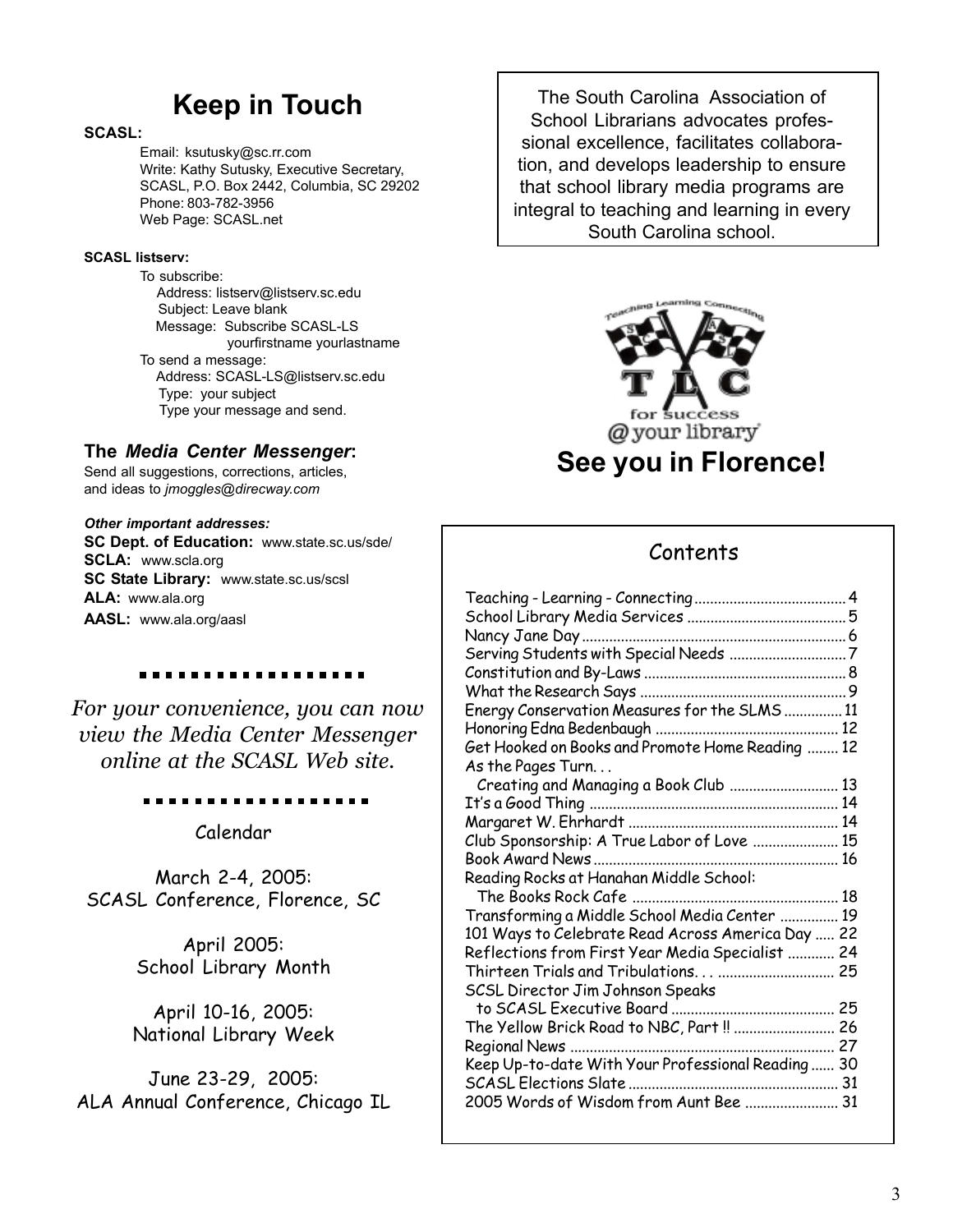# Keep in Touch

**SCASL:**

Email: ksutusky@sc.rr.com
Write: Kathy Sutusky, Executive Secretary, SCASL, P.O. Box 2442, Columbia, SC 29202
Phone: 803-782-3956
Web Page: SCASL.net

**SCASL listserv:**

To subscribe:
Address: listserv@listserv.sc.edu
Subject: Leave blank
Message: Subscribe SCASL-LS yourfirstname yourlastname

To send a message:
Address: SCASL-LS@listserv.sc.edu
Type: your subject
Type your message and send.

**The *Media Center Messenger*:**
Send all suggestions, corrections, articles, and ideas to *jmoggles@direcway.com*

***Other important addresses:***
**SC Dept. of Education:** www.state.sc.us/sde/
**SCLA:** www.scla.org
**SC State Library:** www.state.sc.us/scsl
**ALA:** www.ala.org
**AASL:** www.ala.org/aasl

*For your convenience, you can now view the Media Center Messenger online at the SCASL Web site.*

Calendar

March 2-4, 2005:
SCASL Conference, Florence, SC

April 2005:
School Library Month

April 10-16, 2005:
National Library Week

June 23-29, 2005:
ALA Annual Conference, Chicago IL

The South Carolina Association of School Librarians advocates professional excellence, facilitates collaboration, and develops leadership to ensure that school library media programs are integral to teaching and learning in every South Carolina school.

Teaching Learning Connecting
TLC for success @ your library

**See you in Florence!**

## Contents

Teaching - Learning - Connecting ........ 4
School Library Media Services ........ 5
Nancy Jane Day ........ 6
Serving Students with Special Needs ........ 7
Constitution and By-Laws ........ 8
What the Research Says ........ 9
Energy Conservation Measures for the SLMS ........ 11
Honoring Edna Bedenbaugh ........ 12
Get Hooked on Books and Promote Home Reading ........ 12
As the Pages Turn. . . Creating and Managing a Book Club ........ 13
It's a Good Thing ........ 14
Margaret W. Ehrhardt ........ 14
Club Sponsorship: A True Labor of Love ........ 15
Book Award News ........ 16
Reading Rocks at Hanahan Middle School: The Books Rock Cafe ........ 18
Transforming a Middle School Media Center ........ 19
101 Ways to Celebrate Read Across America Day ........ 22
Reflections from First Year Media Specialist ........ 24
Thirteen Trials and Tribulations. . . ........ 25
SCSL Director Jim Johnson Speaks to SCASL Executive Board ........ 25
The Yellow Brick Road to NBC, Part !! ........ 26
Regional News ........ 27
Keep Up-to-date With Your Professional Reading ........ 30
SCASL Elections Slate ........ 31
2005 Words of Wisdom from Aunt Bee ........ 31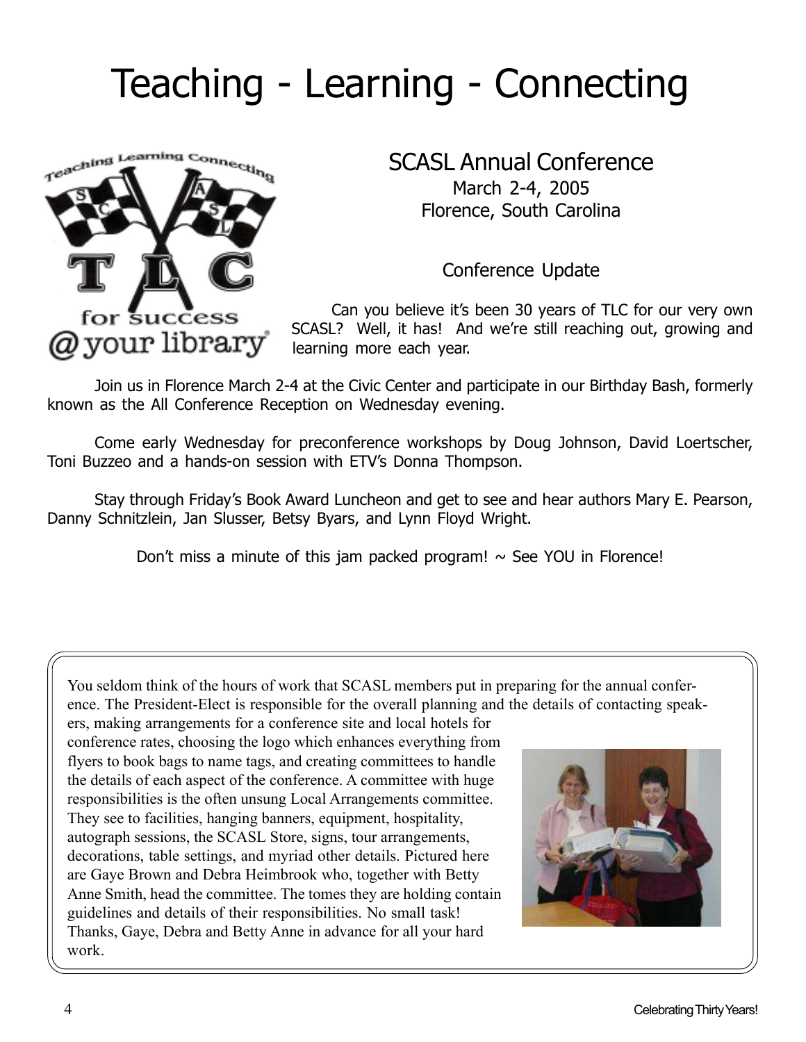# Teaching - Learning - Connecting

## SCASL Annual Conference

March 2-4, 2005
Florence, South Carolina

### Conference Update

Can you believe it's been 30 years of TLC for our very own SCASL? Well, it has! And we're still reaching out, growing and learning more each year.

Join us in Florence March 2-4 at the Civic Center and participate in our Birthday Bash, formerly known as the All Conference Reception on Wednesday evening.

Come early Wednesday for preconference workshops by Doug Johnson, David Loertscher, Toni Buzzeo and a hands-on session with ETV's Donna Thompson.

Stay through Friday's Book Award Luncheon and get to see and hear authors Mary E. Pearson, Danny Schnitzlein, Jan Slusser, Betsy Byars, and Lynn Floyd Wright.

Don't miss a minute of this jam packed program! ~ See YOU in Florence!

You seldom think of the hours of work that SCASL members put in preparing for the annual conference. The President-Elect is responsible for the overall planning and the details of contacting speakers, making arrangements for a conference site and local hotels for conference rates, choosing the logo which enhances everything from flyers to book bags to name tags, and creating committees to handle the details of each aspect of the conference. A committee with huge responsibilities is the often unsung Local Arrangements committee. They see to facilities, hanging banners, equipment, hospitality, autograph sessions, the SCASL Store, signs, tour arrangements, decorations, table settings, and myriad other details. Pictured here are Gaye Brown and Debra Heimbrook who, together with Betty Anne Smith, head the committee. The tomes they are holding contain guidelines and details of their responsibilities. No small task! Thanks, Gaye, Debra and Betty Anne in advance for all your hard work.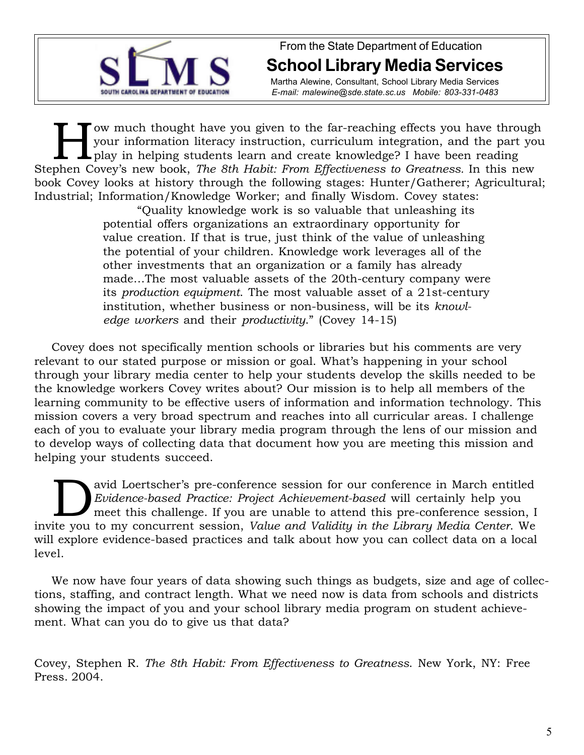From the State Department of Education

## School Library Media Services

Martha Alewine, Consultant, School Library Media Services
*E-mail: malewine@sde.state.sc.us Mobile: 803-331-0483*

How much thought have you given to the far-reaching effects you have through your information literacy instruction, curriculum integration, and the part you play in helping students learn and create knowledge? I have been reading Stephen Covey's new book, *The 8th Habit: From Effectiveness to Greatness.* In this new book Covey looks at history through the following stages: Hunter/Gatherer; Agricultural; Industrial; Information/Knowledge Worker; and finally Wisdom. Covey states:

> "Quality knowledge work is so valuable that unleashing its potential offers organizations an extraordinary opportunity for value creation. If that is true, just think of the value of unleashing the potential of your children. Knowledge work leverages all of the other investments that an organization or a family has already made…The most valuable assets of the 20th-century company were its *production equipment*. The most valuable asset of a 21st-century institution, whether business or non-business, will be its *knowledge workers* and their *productivity*." (Covey 14-15)

Covey does not specifically mention schools or libraries but his comments are very relevant to our stated purpose or mission or goal. What's happening in your school through your library media center to help your students develop the skills needed to be the knowledge workers Covey writes about? Our mission is to help all members of the learning community to be effective users of information and information technology. This mission covers a very broad spectrum and reaches into all curricular areas. I challenge each of you to evaluate your library media program through the lens of our mission and to develop ways of collecting data that document how you are meeting this mission and helping your students succeed.

David Loertscher's pre-conference session for our conference in March entitled *Evidence-based Practice: Project Achievement-based* will certainly help you meet this challenge. If you are unable to attend this pre-conference session, I invite you to my concurrent session, *Value and Validity in the Library Media Center*. We will explore evidence-based practices and talk about how you can collect data on a local level.

We now have four years of data showing such things as budgets, size and age of collections, staffing, and contract length. What we need now is data from schools and districts showing the impact of you and your school library media program on student achievement. What can you do to give us that data?

Covey, Stephen R. *The 8th Habit: From Effectiveness to Greatness*. New York, NY: Free Press. 2004.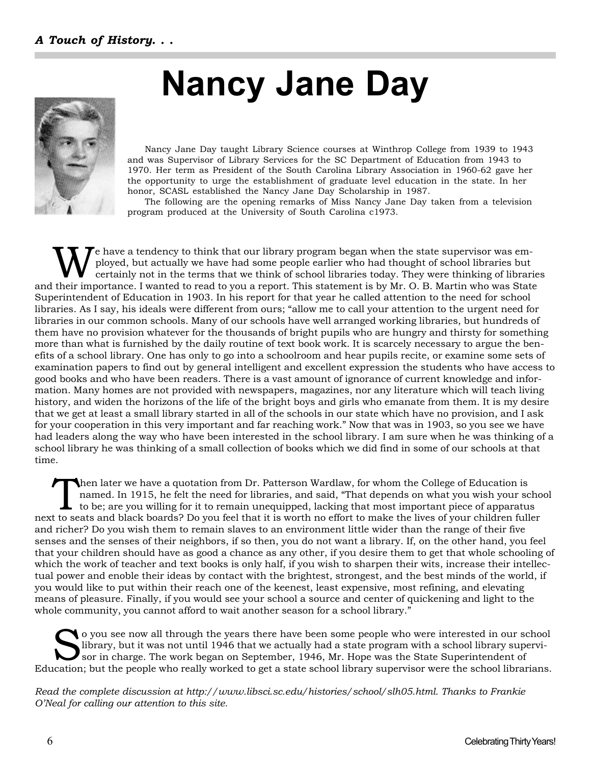*A Touch of History. . .*

# Nancy Jane Day

Nancy Jane Day taught Library Science courses at Winthrop College from 1939 to 1943 and was Supervisor of Library Services for the SC Department of Education from 1943 to 1970. Her term as President of the South Carolina Library Association in 1960-62 gave her the opportunity to urge the establishment of graduate level education in the state. In her honor, SCASL established the Nancy Jane Day Scholarship in 1987.

The following are the opening remarks of Miss Nancy Jane Day taken from a television program produced at the University of South Carolina c1973.

We have a tendency to think that our library program began when the state supervisor was employed, but actually we have had some people earlier who had thought of school libraries but certainly not in the terms that we think of school libraries today. They were thinking of libraries and their importance. I wanted to read to you a report. This statement is by Mr. O. B. Martin who was State Superintendent of Education in 1903. In his report for that year he called attention to the need for school libraries. As I say, his ideals were different from ours; "allow me to call your attention to the urgent need for libraries in our common schools. Many of our schools have well arranged working libraries, but hundreds of them have no provision whatever for the thousands of bright pupils who are hungry and thirsty for something more than what is furnished by the daily routine of text book work. It is scarcely necessary to argue the benefits of a school library. One has only to go into a schoolroom and hear pupils recite, or examine some sets of examination papers to find out by general intelligent and excellent expression the students who have access to good books and who have been readers. There is a vast amount of ignorance of current knowledge and information. Many homes are not provided with newspapers, magazines, nor any literature which will teach living history, and widen the horizons of the life of the bright boys and girls who emanate from them. It is my desire that we get at least a small library started in all of the schools in our state which have no provision, and I ask for your cooperation in this very important and far reaching work." Now that was in 1903, so you see we have had leaders along the way who have been interested in the school library. I am sure when he was thinking of a school library he was thinking of a small collection of books which we did find in some of our schools at that time.

Then later we have a quotation from Dr. Patterson Wardlaw, for whom the College of Education is named. In 1915, he felt the need for libraries, and said, "That depends on what you wish your school to be; are you willing for it to remain unequipped, lacking that most important piece of apparatus next to seats and black boards? Do you feel that it is worth no effort to make the lives of your children fuller and richer? Do you wish them to remain slaves to an environment little wider than the range of their five senses and the senses of their neighbors, if so then, you do not want a library. If, on the other hand, you feel that your children should have as good a chance as any other, if you desire them to get that whole schooling of which the work of teacher and text books is only half, if you wish to sharpen their wits, increase their intellectual power and enoble their ideas by contact with the brightest, strongest, and the best minds of the world, if you would like to put within their reach one of the keenest, least expensive, most refining, and elevating means of pleasure. Finally, if you would see your school a source and center of quickening and light to the whole community, you cannot afford to wait another season for a school library."

So you see now all through the years there have been some people who were interested in our school library, but it was not until 1946 that we actually had a state program with a school library supervisor in charge. The work began on September, 1946, Mr. Hope was the State Superintendent of Education; but the people who really worked to get a state school library supervisor were the school librarians.

*Read the complete discussion at http://www.libsci.sc.edu/histories/school/slh05.html. Thanks to Frankie O'Neal for calling our attention to this site.*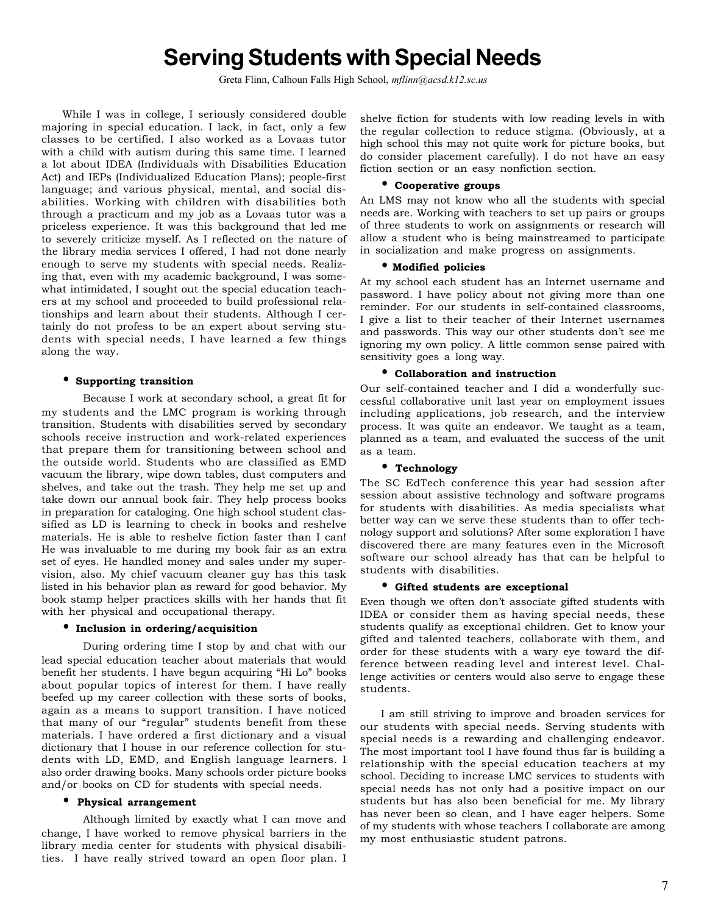# Serving Students with Special Needs

Greta Flinn, Calhoun Falls High School, *mflinn@acsd.k12.sc.us*

While I was in college, I seriously considered double majoring in special education. I lack, in fact, only a few classes to be certified. I also worked as a Lovaas tutor with a child with autism during this same time. I learned a lot about IDEA (Individuals with Disabilities Education Act) and IEPs (Individualized Education Plans); people-first language; and various physical, mental, and social disabilities. Working with children with disabilities both through a practicum and my job as a Lovaas tutor was a priceless experience. It was this background that led me to severely criticize myself. As I reflected on the nature of the library media services I offered, I had not done nearly enough to serve my students with special needs. Realizing that, even with my academic background, I was somewhat intimidated, I sought out the special education teachers at my school and proceeded to build professional relationships and learn about their students. Although I certainly do not profess to be an expert about serving students with special needs, I have learned a few things along the way.

- **Supporting transition**

Because I work at secondary school, a great fit for my students and the LMC program is working through transition. Students with disabilities served by secondary schools receive instruction and work-related experiences that prepare them for transitioning between school and the outside world. Students who are classified as EMD vacuum the library, wipe down tables, dust computers and shelves, and take out the trash. They help me set up and take down our annual book fair. They help process books in preparation for cataloging. One high school student classified as LD is learning to check in books and reshelve materials. He is able to reshelve fiction faster than I can! He was invaluable to me during my book fair as an extra set of eyes. He handled money and sales under my supervision, also. My chief vacuum cleaner guy has this task listed in his behavior plan as reward for good behavior. My book stamp helper practices skills with her hands that fit with her physical and occupational therapy.

- **Inclusion in ordering/acquisition**

During ordering time I stop by and chat with our lead special education teacher about materials that would benefit her students. I have begun acquiring "Hi Lo" books about popular topics of interest for them. I have really beefed up my career collection with these sorts of books, again as a means to support transition. I have noticed that many of our "regular" students benefit from these materials. I have ordered a first dictionary and a visual dictionary that I house in our reference collection for students with LD, EMD, and English language learners. I also order drawing books. Many schools order picture books and/or books on CD for students with special needs.

- **Physical arrangement**

Although limited by exactly what I can move and change, I have worked to remove physical barriers in the library media center for students with physical disabilities. I have really strived toward an open floor plan. I shelve fiction for students with low reading levels in with the regular collection to reduce stigma. (Obviously, at a high school this may not quite work for picture books, but do consider placement carefully). I do not have an easy fiction section or an easy nonfiction section.

- **Cooperative groups**

An LMS may not know who all the students with special needs are. Working with teachers to set up pairs or groups of three students to work on assignments or research will allow a student who is being mainstreamed to participate in socialization and make progress on assignments.

- **Modified policies**

At my school each student has an Internet username and password. I have policy about not giving more than one reminder. For our students in self-contained classrooms, I give a list to their teacher of their Internet usernames and passwords. This way our other students don't see me ignoring my own policy. A little common sense paired with sensitivity goes a long way.

- **Collaboration and instruction**

Our self-contained teacher and I did a wonderfully successful collaborative unit last year on employment issues including applications, job research, and the interview process. It was quite an endeavor. We taught as a team, planned as a team, and evaluated the success of the unit as a team.

- **Technology**

The SC EdTech conference this year had session after session about assistive technology and software programs for students with disabilities. As media specialists what better way can we serve these students than to offer technology support and solutions? After some exploration I have discovered there are many features even in the Microsoft software our school already has that can be helpful to students with disabilities.

- **Gifted students are exceptional**

Even though we often don't associate gifted students with IDEA or consider them as having special needs, these students qualify as exceptional children. Get to know your gifted and talented teachers, collaborate with them, and order for these students with a wary eye toward the difference between reading level and interest level. Challenge activities or centers would also serve to engage these students.

I am still striving to improve and broaden services for our students with special needs. Serving students with special needs is a rewarding and challenging endeavor. The most important tool I have found thus far is building a relationship with the special education teachers at my school. Deciding to increase LMC services to students with special needs has not only had a positive impact on our students but has also been beneficial for me. My library has never been so clean, and I have eager helpers. Some of my students with whose teachers I collaborate are among my most enthusiastic student patrons.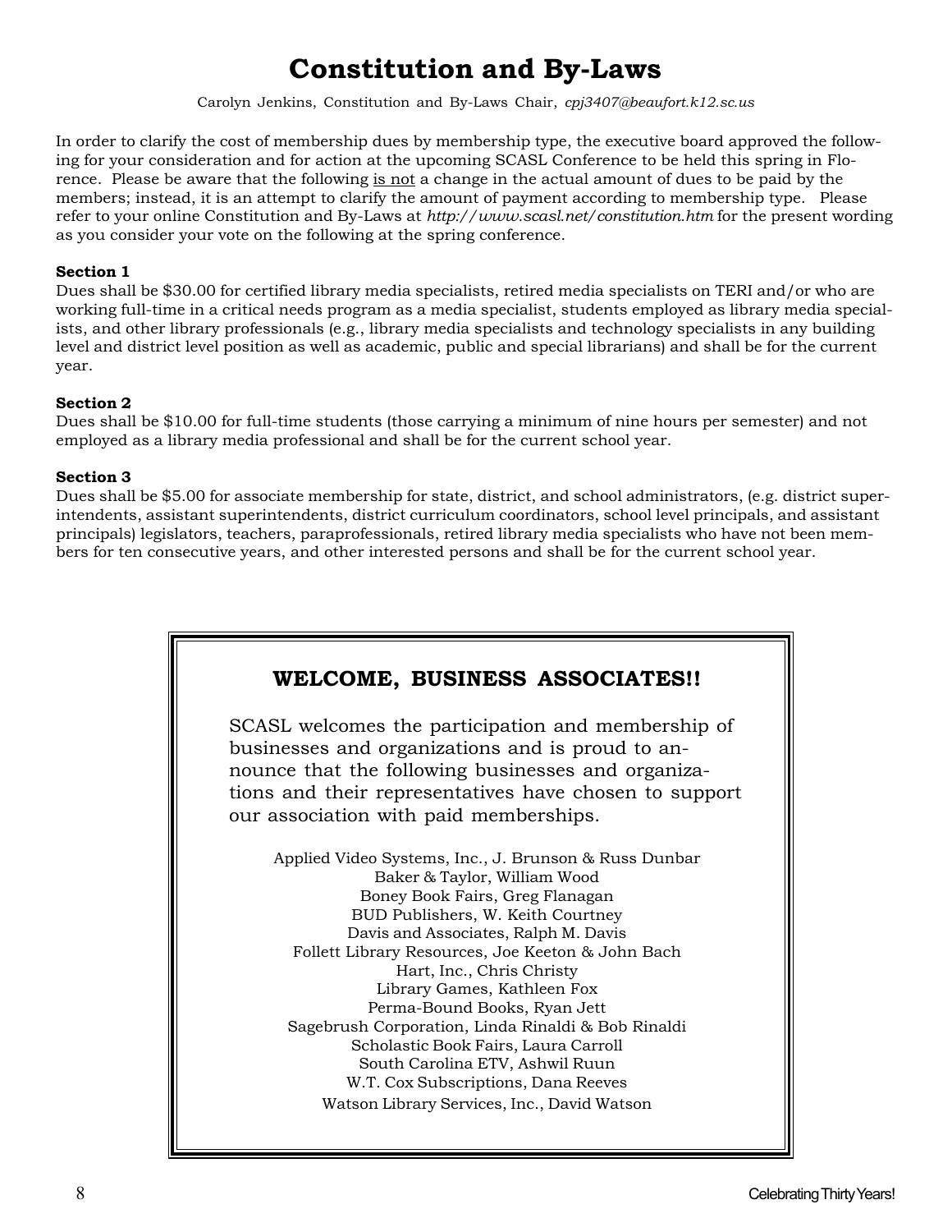# Constitution and By-Laws

Carolyn Jenkins, Constitution and By-Laws Chair, *cpj3407@beaufort.k12.sc.us*

In order to clarify the cost of membership dues by membership type, the executive board approved the following for your consideration and for action at the upcoming SCASL Conference to be held this spring in Florence. Please be aware that the following is not a change in the actual amount of dues to be paid by the members; instead, it is an attempt to clarify the amount of payment according to membership type. Please refer to your online Constitution and By-Laws at *http://www.scasl.net/constitution.htm* for the present wording as you consider your vote on the following at the spring conference.

**Section 1**

Dues shall be $30.00 for certified library media specialists, retired media specialists on TERI and/or who are working full-time in a critical needs program as a media specialist, students employed as library media specialists, and other library professionals (e.g., library media specialists and technology specialists in any building level and district level position as well as academic, public and special librarians) and shall be for the current year.

**Section 2**

Dues shall be $10.00 for full-time students (those carrying a minimum of nine hours per semester) and not employed as a library media professional and shall be for the current school year.

**Section 3**

Dues shall be $5.00 for associate membership for state, district, and school administrators, (e.g. district superintendents, assistant superintendents, district curriculum coordinators, school level principals, and assistant principals) legislators, teachers, paraprofessionals, retired library media specialists who have not been members for ten consecutive years, and other interested persons and shall be for the current school year.

## WELCOME, BUSINESS ASSOCIATES!!

SCASL welcomes the participation and membership of businesses and organizations and is proud to announce that the following businesses and organizations and their representatives have chosen to support our association with paid memberships.

Applied Video Systems, Inc., J. Brunson & Russ Dunbar
Baker & Taylor, William Wood
Boney Book Fairs, Greg Flanagan
BUD Publishers, W. Keith Courtney
Davis and Associates, Ralph M. Davis
Follett Library Resources, Joe Keeton & John Bach
Hart, Inc., Chris Christy
Library Games, Kathleen Fox
Perma-Bound Books, Ryan Jett
Sagebrush Corporation, Linda Rinaldi & Bob Rinaldi
Scholastic Book Fairs, Laura Carroll
South Carolina ETV, Ashwil Ruun
W.T. Cox Subscriptions, Dana Reeves
Watson Library Services, Inc., David Watson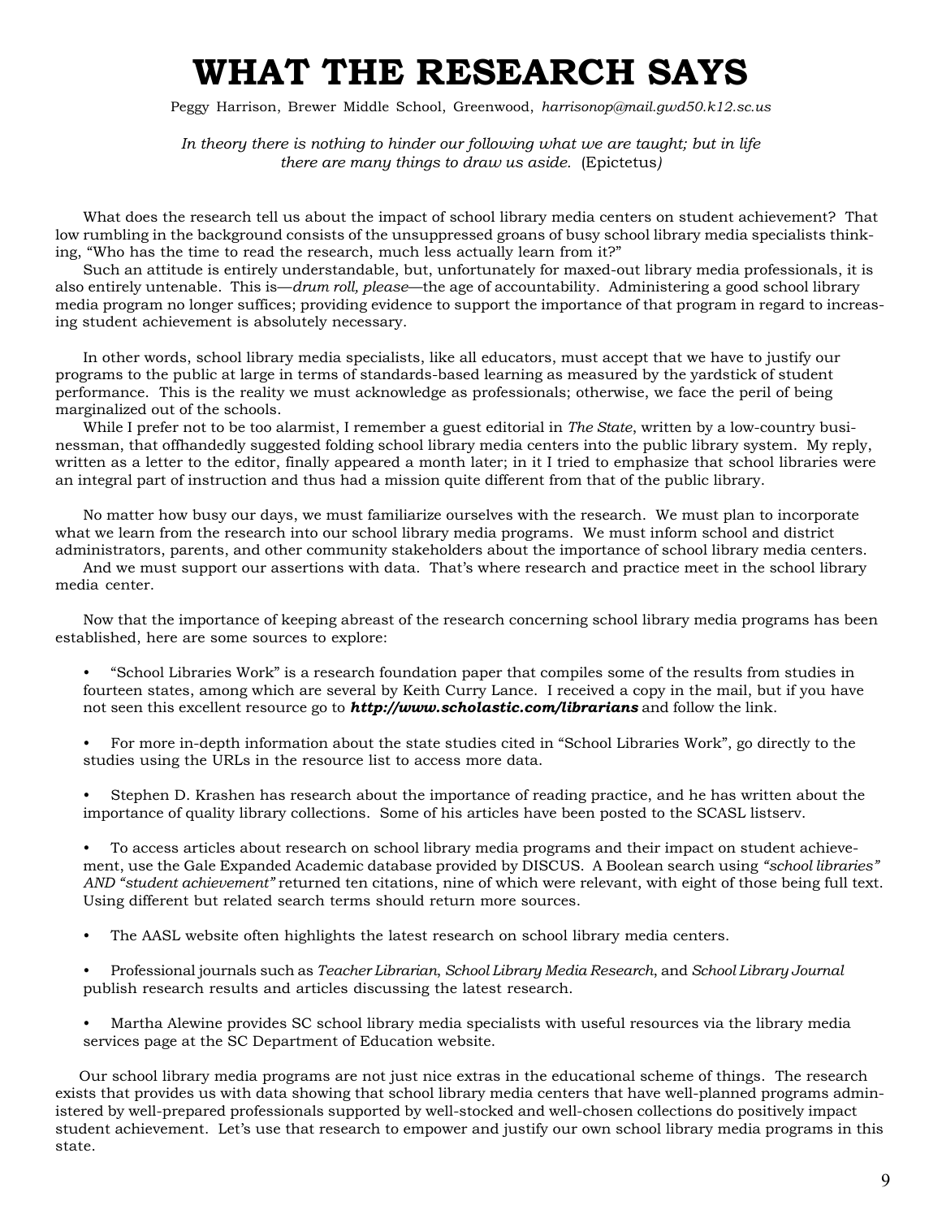# WHAT THE RESEARCH SAYS

Peggy Harrison, Brewer Middle School, Greenwood, *harrisonop@mail.gwd50.k12.sc.us*

*In theory there is nothing to hinder our following what we are taught; but in life there are many things to draw us aside.* (Epictetus*)*

What does the research tell us about the impact of school library media centers on student achievement? That low rumbling in the background consists of the unsuppressed groans of busy school library media specialists thinking, "Who has the time to read the research, much less actually learn from it?"

Such an attitude is entirely understandable, but, unfortunately for maxed-out library media professionals, it is also entirely untenable. This is—*drum roll, please*—the age of accountability. Administering a good school library media program no longer suffices; providing evidence to support the importance of that program in regard to increasing student achievement is absolutely necessary.

In other words, school library media specialists, like all educators, must accept that we have to justify our programs to the public at large in terms of standards-based learning as measured by the yardstick of student performance. This is the reality we must acknowledge as professionals; otherwise, we face the peril of being marginalized out of the schools.

While I prefer not to be too alarmist, I remember a guest editorial in *The State*, written by a low-country businessman, that offhandedly suggested folding school library media centers into the public library system. My reply, written as a letter to the editor, finally appeared a month later; in it I tried to emphasize that school libraries were an integral part of instruction and thus had a mission quite different from that of the public library.

No matter how busy our days, we must familiarize ourselves with the research. We must plan to incorporate what we learn from the research into our school library media programs. We must inform school and district administrators, parents, and other community stakeholders about the importance of school library media centers.

And we must support our assertions with data. That's where research and practice meet in the school library media center.

Now that the importance of keeping abreast of the research concerning school library media programs has been established, here are some sources to explore:

- "School Libraries Work" is a research foundation paper that compiles some of the results from studies in fourteen states, among which are several by Keith Curry Lance. I received a copy in the mail, but if you have not seen this excellent resource go to ***http://www.scholastic.com/librarians*** and follow the link.
- For more in-depth information about the state studies cited in "School Libraries Work", go directly to the studies using the URLs in the resource list to access more data.
- Stephen D. Krashen has research about the importance of reading practice, and he has written about the importance of quality library collections. Some of his articles have been posted to the SCASL listserv.
- To access articles about research on school library media programs and their impact on student achievement, use the Gale Expanded Academic database provided by DISCUS. A Boolean search using *"school libraries" AND "student achievement"* returned ten citations, nine of which were relevant, with eight of those being full text. Using different but related search terms should return more sources.
- The AASL website often highlights the latest research on school library media centers.
- Professional journals such as *Teacher Librarian*, *School Library Media Research*, and *School Library Journal* publish research results and articles discussing the latest research.
- Martha Alewine provides SC school library media specialists with useful resources via the library media services page at the SC Department of Education website.

Our school library media programs are not just nice extras in the educational scheme of things. The research exists that provides us with data showing that school library media centers that have well-planned programs administered by well-prepared professionals supported by well-stocked and well-chosen collections do positively impact student achievement. Let's use that research to empower and justify our own school library media programs in this state.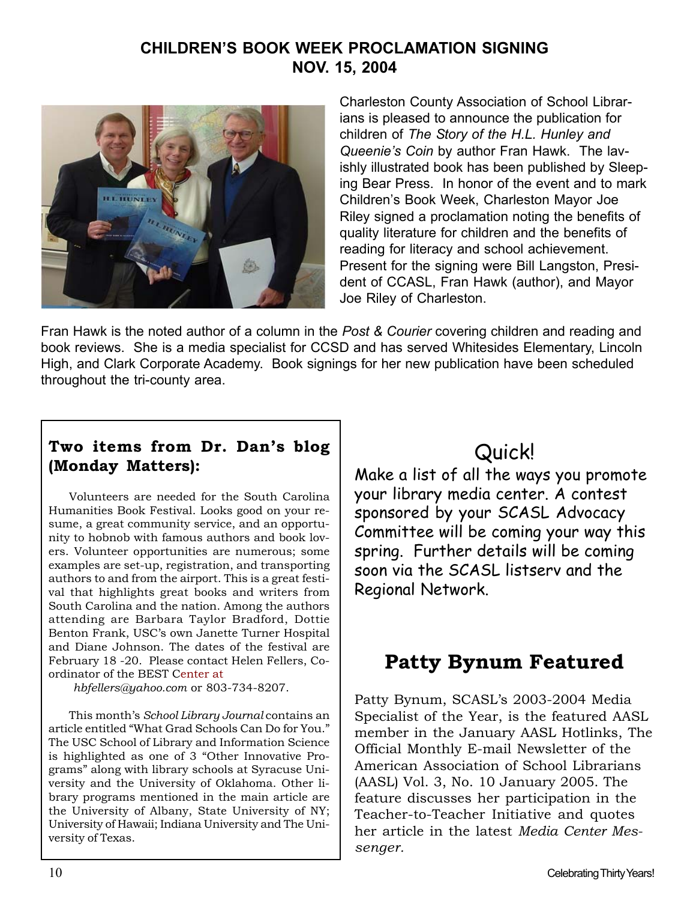## CHILDREN'S BOOK WEEK PROCLAMATION SIGNING NOV. 15, 2004

Charleston County Association of School Librarians is pleased to announce the publication for children of *The Story of the H.L. Hunley and Queenie's Coin* by author Fran Hawk. The lavishly illustrated book has been published by Sleeping Bear Press. In honor of the event and to mark Children's Book Week, Charleston Mayor Joe Riley signed a proclamation noting the benefits of quality literature for children and the benefits of reading for literacy and school achievement. Present for the signing were Bill Langston, President of CCASL, Fran Hawk (author), and Mayor Joe Riley of Charleston.

Fran Hawk is the noted author of a column in the *Post & Courier* covering children and reading and book reviews. She is a media specialist for CCSD and has served Whitesides Elementary, Lincoln High, and Clark Corporate Academy. Book signings for her new publication have been scheduled throughout the tri-county area.

### Two items from Dr. Dan's blog (Monday Matters):

Volunteers are needed for the South Carolina Humanities Book Festival. Looks good on your resume, a great community service, and an opportunity to hobnob with famous authors and book lovers. Volunteer opportunities are numerous; some examples are set-up, registration, and transporting authors to and from the airport. This is a great festival that highlights great books and writers from South Carolina and the nation. Among the authors attending are Barbara Taylor Bradford, Dottie Benton Frank, USC's own Janette Turner Hospital and Diane Johnson. The dates of the festival are February 18 -20. Please contact Helen Fellers, Coordinator of the BEST Center at *hbfellers@yahoo.com* or 803-734-8207.

This month's *School Library Journal* contains an article entitled "What Grad Schools Can Do for You." The USC School of Library and Information Science is highlighted as one of 3 "Other Innovative Programs" along with library schools at Syracuse University and the University of Oklahoma. Other library programs mentioned in the main article are the University of Albany, State University of NY; University of Hawaii; Indiana University and The University of Texas.

## Quick!

Make a list of all the ways you promote your library media center. A contest sponsored by your SCASL Advocacy Committee will be coming your way this spring. Further details will be coming soon via the SCASL listserv and the Regional Network.

## Patty Bynum Featured

Patty Bynum, SCASL's 2003-2004 Media Specialist of the Year, is the featured AASL member in the January AASL Hotlinks, The Official Monthly E-mail Newsletter of the American Association of School Librarians (AASL) Vol. 3, No. 10 January 2005. The feature discusses her participation in the Teacher-to-Teacher Initiative and quotes her article in the latest *Media Center Messenger.*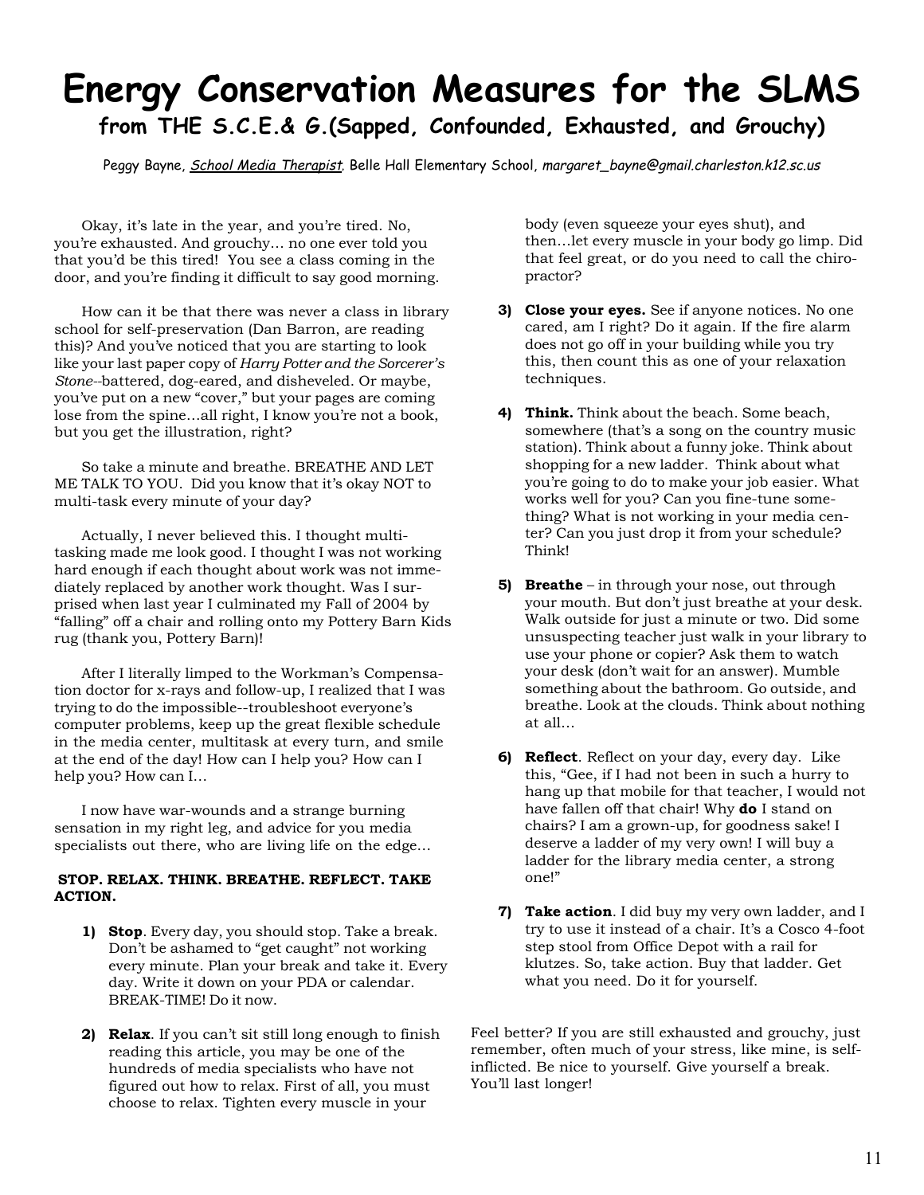# Energy Conservation Measures for the SLMS

## from THE S.C.E.& G.(Sapped, Confounded, Exhausted, and Grouchy)

Peggy Bayne, School Media Therapist, Belle Hall Elementary School, *margaret_bayne@gmail.charleston.k12.sc.us*

Okay, it's late in the year, and you're tired. No, you're exhausted. And grouchy… no one ever told you that you'd be this tired! You see a class coming in the door, and you're finding it difficult to say good morning.

How can it be that there was never a class in library school for self-preservation (Dan Barron, are reading this)? And you've noticed that you are starting to look like your last paper copy of *Harry Potter and the Sorcerer's Stone*--battered, dog-eared, and disheveled. Or maybe, you've put on a new "cover," but your pages are coming lose from the spine…all right, I know you're not a book, but you get the illustration, right?

So take a minute and breathe. BREATHE AND LET ME TALK TO YOU. Did you know that it's okay NOT to multi-task every minute of your day?

Actually, I never believed this. I thought multitasking made me look good. I thought I was not working hard enough if each thought about work was not immediately replaced by another work thought. Was I surprised when last year I culminated my Fall of 2004 by "falling" off a chair and rolling onto my Pottery Barn Kids rug (thank you, Pottery Barn)!

After I literally limped to the Workman's Compensation doctor for x-rays and follow-up, I realized that I was trying to do the impossible--troubleshoot everyone's computer problems, keep up the great flexible schedule in the media center, multitask at every turn, and smile at the end of the day! How can I help you? How can I help you? How can I…

I now have war-wounds and a strange burning sensation in my right leg, and advice for you media specialists out there, who are living life on the edge…

**STOP. RELAX. THINK. BREATHE. REFLECT. TAKE ACTION.**

1) **Stop**. Every day, you should stop. Take a break. Don't be ashamed to "get caught" not working every minute. Plan your break and take it. Every day. Write it down on your PDA or calendar. BREAK-TIME! Do it now.

2) **Relax**. If you can't sit still long enough to finish reading this article, you may be one of the hundreds of media specialists who have not figured out how to relax. First of all, you must choose to relax. Tighten every muscle in your body (even squeeze your eyes shut), and then…let every muscle in your body go limp. Did that feel great, or do you need to call the chiropractor?

3) **Close your eyes.** See if anyone notices. No one cared, am I right? Do it again. If the fire alarm does not go off in your building while you try this, then count this as one of your relaxation techniques.

4) **Think.** Think about the beach. Some beach, somewhere (that's a song on the country music station). Think about a funny joke. Think about shopping for a new ladder. Think about what you're going to do to make your job easier. What works well for you? Can you fine-tune something? What is not working in your media center? Can you just drop it from your schedule? Think!

5) **Breathe** – in through your nose, out through your mouth. But don't just breathe at your desk. Walk outside for just a minute or two. Did some unsuspecting teacher just walk in your library to use your phone or copier? Ask them to watch your desk (don't wait for an answer). Mumble something about the bathroom. Go outside, and breathe. Look at the clouds. Think about nothing at all…

6) **Reflect**. Reflect on your day, every day. Like this, "Gee, if I had not been in such a hurry to hang up that mobile for that teacher, I would not have fallen off that chair! Why **do** I stand on chairs? I am a grown-up, for goodness sake! I deserve a ladder of my very own! I will buy a ladder for the library media center, a strong one!"

7) **Take action**. I did buy my very own ladder, and I try to use it instead of a chair. It's a Cosco 4-foot step stool from Office Depot with a rail for klutzes. So, take action. Buy that ladder. Get what you need. Do it for yourself.

Feel better? If you are still exhausted and grouchy, just remember, often much of your stress, like mine, is self-inflicted. Be nice to yourself. Give yourself a break. You'll last longer!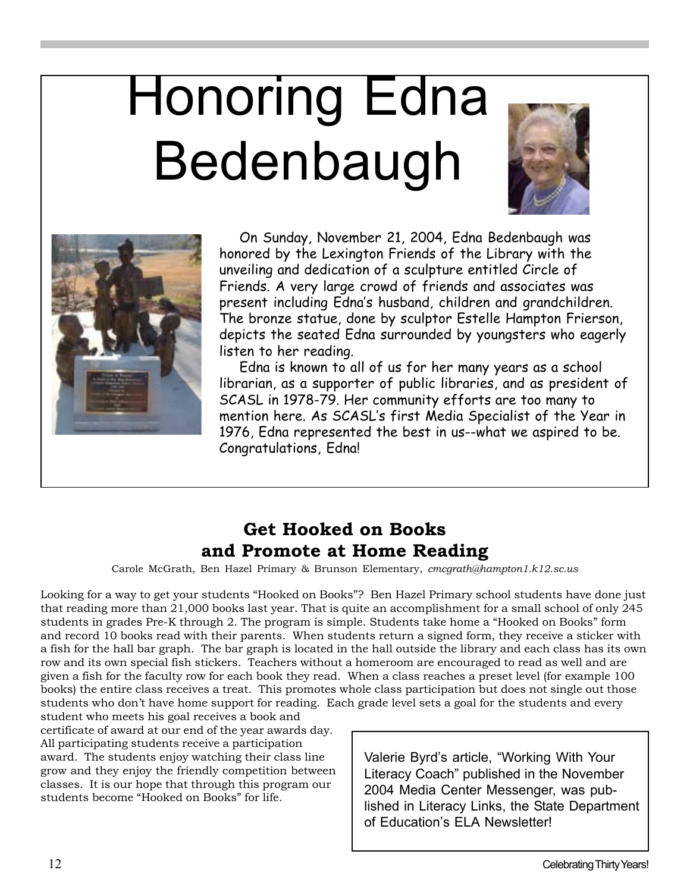# Honoring Edna Bedenbaugh

On Sunday, November 21, 2004, Edna Bedenbaugh was honored by the Lexington Friends of the Library with the unveiling and dedication of a sculpture entitled Circle of Friends. A very large crowd of friends and associates was present including Edna's husband, children and grandchildren. The bronze statue, done by sculptor Estelle Hampton Frierson, depicts the seated Edna surrounded by youngsters who eagerly listen to her reading.

Edna is known to all of us for her many years as a school librarian, as a supporter of public libraries, and as president of SCASL in 1978-79. Her community efforts are too many to mention here. As SCASL's first Media Specialist of the Year in 1976, Edna represented the best in us--what we aspired to be. Congratulations, Edna!

## Get Hooked on Books and Promote at Home Reading

Carole McGrath, Ben Hazel Primary & Brunson Elementary, *cmcgrath@hampton1.k12.sc.us*

Looking for a way to get your students "Hooked on Books"? Ben Hazel Primary school students have done just that reading more than 21,000 books last year. That is quite an accomplishment for a small school of only 245 students in grades Pre-K through 2. The program is simple. Students take home a "Hooked on Books" form and record 10 books read with their parents. When students return a signed form, they receive a sticker with a fish for the hall bar graph. The bar graph is located in the hall outside the library and each class has its own row and its own special fish stickers. Teachers without a homeroom are encouraged to read as well and are given a fish for the faculty row for each book they read. When a class reaches a preset level (for example 100 books) the entire class receives a treat. This promotes whole class participation but does not single out those students who don't have home support for reading. Each grade level sets a goal for the students and every student who meets his goal receives a book and certificate of award at our end of the year awards day. All participating students receive a participation award. The students enjoy watching their class line grow and they enjoy the friendly competition between classes. It is our hope that through this program our students become "Hooked on Books" for life.

Valerie Byrd's article, "Working With Your Literacy Coach" published in the November 2004 Media Center Messenger, was published in Literacy Links, the State Department of Education's ELA Newsletter!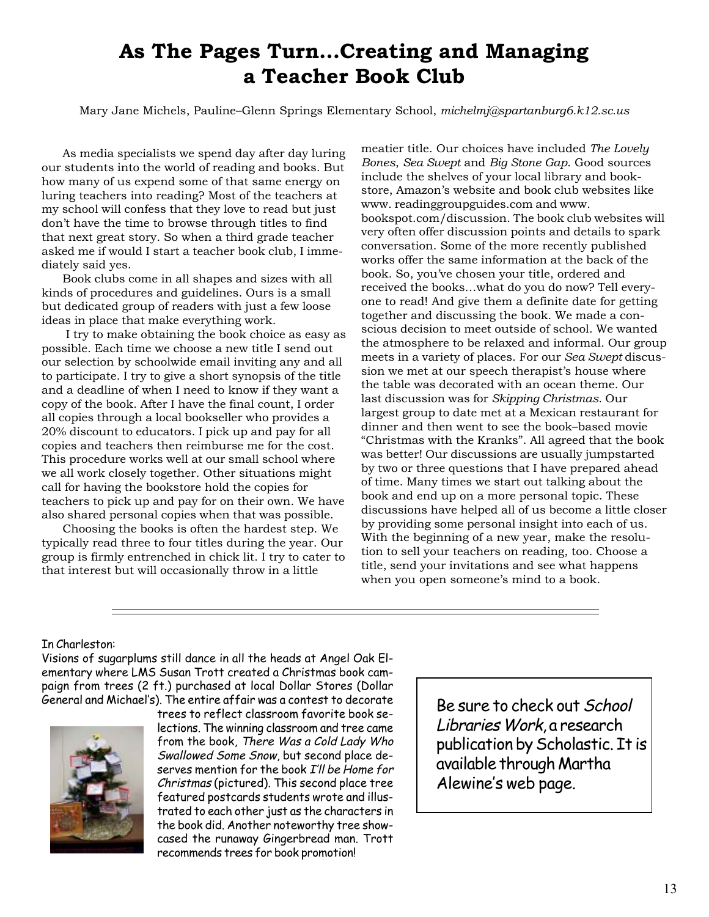# As The Pages Turn…Creating and Managing a Teacher Book Club

Mary Jane Michels, Pauline–Glenn Springs Elementary School, *michelmj@spartanburg6.k12.sc.us*

As media specialists we spend day after day luring our students into the world of reading and books. But how many of us expend some of that same energy on luring teachers into reading? Most of the teachers at my school will confess that they love to read but just don't have the time to browse through titles to find that next great story. So when a third grade teacher asked me if would I start a teacher book club, I immediately said yes.

Book clubs come in all shapes and sizes with all kinds of procedures and guidelines. Ours is a small but dedicated group of readers with just a few loose ideas in place that make everything work.

I try to make obtaining the book choice as easy as possible. Each time we choose a new title I send out our selection by schoolwide email inviting any and all to participate. I try to give a short synopsis of the title and a deadline of when I need to know if they want a copy of the book. After I have the final count, I order all copies through a local bookseller who provides a 20% discount to educators. I pick up and pay for all copies and teachers then reimburse me for the cost. This procedure works well at our small school where we all work closely together. Other situations might call for having the bookstore hold the copies for teachers to pick up and pay for on their own. We have also shared personal copies when that was possible.

Choosing the books is often the hardest step. We typically read three to four titles during the year. Our group is firmly entrenched in chick lit. I try to cater to that interest but will occasionally throw in a little meatier title. Our choices have included *The Lovely Bones*, *Sea Swept* and *Big Stone Gap*. Good sources include the shelves of your local library and bookstore, Amazon's website and book club websites like www. readinggroupguides.com and www. bookspot.com/discussion. The book club websites will very often offer discussion points and details to spark conversation. Some of the more recently published works offer the same information at the back of the book. So, you've chosen your title, ordered and received the books…what do you do now? Tell everyone to read! And give them a definite date for getting together and discussing the book. We made a conscious decision to meet outside of school. We wanted the atmosphere to be relaxed and informal. Our group meets in a variety of places. For our *Sea Swept* discussion we met at our speech therapist's house where the table was decorated with an ocean theme. Our last discussion was for *Skipping Christmas*. Our largest group to date met at a Mexican restaurant for dinner and then went to see the book–based movie "Christmas with the Kranks". All agreed that the book was better! Our discussions are usually jumpstarted by two or three questions that I have prepared ahead of time. Many times we start out talking about the book and end up on a more personal topic. These discussions have helped all of us become a little closer by providing some personal insight into each of us. With the beginning of a new year, make the resolution to sell your teachers on reading, too. Choose a title, send your invitations and see what happens when you open someone's mind to a book.

---

In Charleston:

Visions of sugarplums still dance in all the heads at Angel Oak Elementary where LMS Susan Trott created a Christmas book campaign from trees (2 ft.) purchased at local Dollar Stores (Dollar General and Michael's). The entire affair was a contest to decorate trees to reflect classroom favorite book selections. The winning classroom and tree came from the book, *There Was a Cold Lady Who Swallowed Some Snow*, but second place deserves mention for the book *I'll be Home for Christmas* (pictured). This second place tree featured postcards students wrote and illustrated to each other just as the characters in the book did. Another noteworthy tree showcased the runaway Gingerbread man. Trott recommends trees for book promotion!

Be sure to check out *School Libraries Work*, a research publication by Scholastic. It is available through Martha Alewine's web page.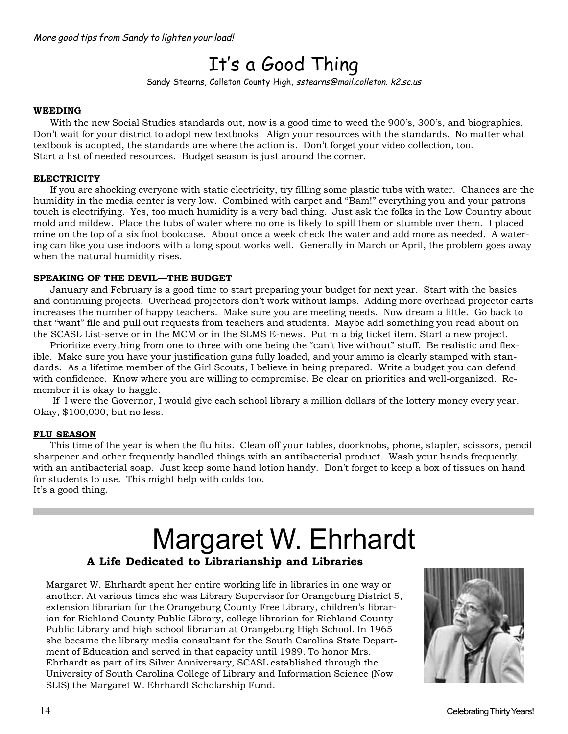*More good tips from Sandy to lighten your load!*

# It's a Good Thing

Sandy Stearns, Colleton County High, *sstearns@mail.colleton. k2.sc.us*

**WEEDING**

With the new Social Studies standards out, now is a good time to weed the 900's, 300's, and biographies. Don't wait for your district to adopt new textbooks. Align your resources with the standards. No matter what textbook is adopted, the standards are where the action is. Don't forget your video collection, too.
Start a list of needed resources. Budget season is just around the corner.

**ELECTRICITY**

If you are shocking everyone with static electricity, try filling some plastic tubs with water. Chances are the humidity in the media center is very low. Combined with carpet and "Bam!" everything you and your patrons touch is electrifying. Yes, too much humidity is a very bad thing. Just ask the folks in the Low Country about mold and mildew. Place the tubs of water where no one is likely to spill them or stumble over them. I placed mine on the top of a six foot bookcase. About once a week check the water and add more as needed. A watering can like you use indoors with a long spout works well. Generally in March or April, the problem goes away when the natural humidity rises.

**SPEAKING OF THE DEVIL—THE BUDGET**

January and February is a good time to start preparing your budget for next year. Start with the basics and continuing projects. Overhead projectors don't work without lamps. Adding more overhead projector carts increases the number of happy teachers. Make sure you are meeting needs. Now dream a little. Go back to that "want" file and pull out requests from teachers and students. Maybe add something you read about on the SCASL List-serve or in the MCM or in the SLMS E-news. Put in a big ticket item. Start a new project.

Prioritize everything from one to three with one being the "can't live without" stuff. Be realistic and flexible. Make sure you have your justification guns fully loaded, and your ammo is clearly stamped with standards. As a lifetime member of the Girl Scouts, I believe in being prepared. Write a budget you can defend with confidence. Know where you are willing to compromise. Be clear on priorities and well-organized. Remember it is okay to haggle.

If I were the Governor, I would give each school library a million dollars of the lottery money every year. Okay, $100,000, but no less.

**FLU SEASON**

This time of the year is when the flu hits. Clean off your tables, doorknobs, phone, stapler, scissors, pencil sharpener and other frequently handled things with an antibacterial product. Wash your hands frequently with an antibacterial soap. Just keep some hand lotion handy. Don't forget to keep a box of tissues on hand for students to use. This might help with colds too.
It's a good thing.

---

# Margaret W. Ehrhardt

### A Life Dedicated to Librarianship and Libraries

Margaret W. Ehrhardt spent her entire working life in libraries in one way or another. At various times she was Library Supervisor for Orangeburg District 5, extension librarian for the Orangeburg County Free Library, children's librarian for Richland County Public Library, college librarian for Richland County Public Library and high school librarian at Orangeburg High School. In 1965 she became the library media consultant for the South Carolina State Department of Education and served in that capacity until 1989. To honor Mrs. Ehrhardt as part of its Silver Anniversary, SCASL established through the University of South Carolina College of Library and Information Science (Now SLIS) the Margaret W. Ehrhardt Scholarship Fund.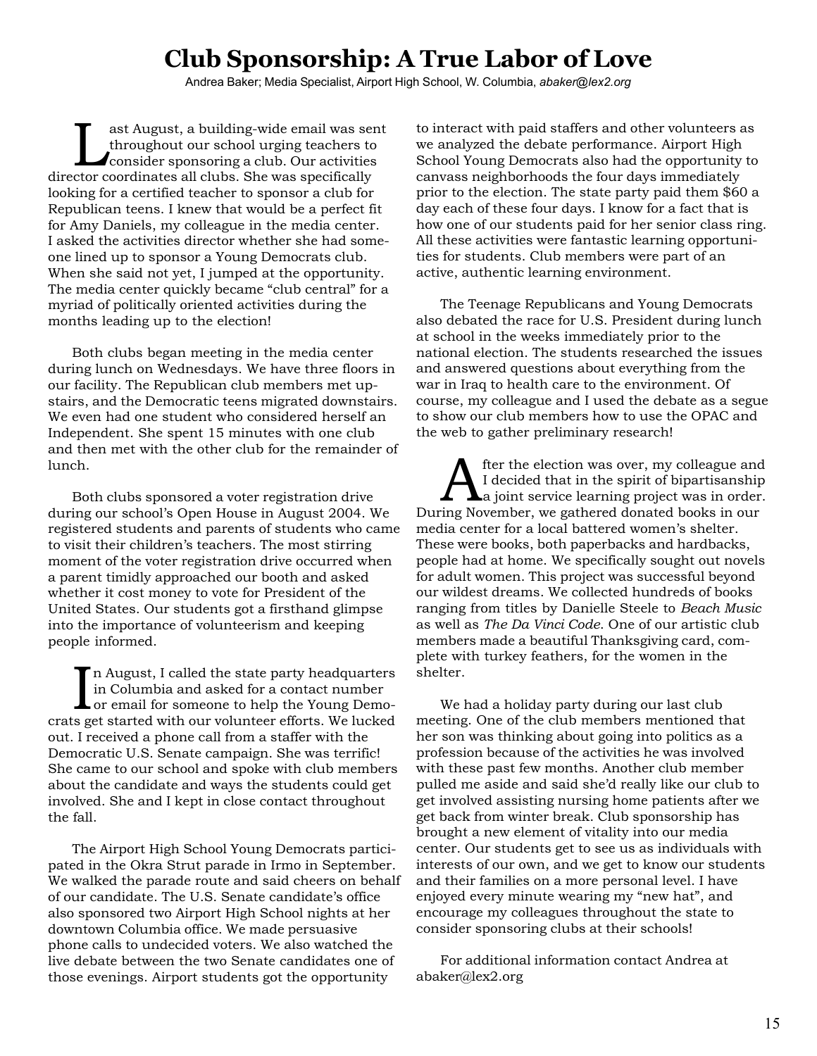# Club Sponsorship: A True Labor of Love

Andrea Baker; Media Specialist, Airport High School, W. Columbia, *abaker@lex2.org*

Last August, a building-wide email was sent throughout our school urging teachers to consider sponsoring a club. Our activities director coordinates all clubs. She was specifically looking for a certified teacher to sponsor a club for Republican teens. I knew that would be a perfect fit for Amy Daniels, my colleague in the media center. I asked the activities director whether she had someone lined up to sponsor a Young Democrats club. When she said not yet, I jumped at the opportunity. The media center quickly became "club central" for a myriad of politically oriented activities during the months leading up to the election!

Both clubs began meeting in the media center during lunch on Wednesdays. We have three floors in our facility. The Republican club members met upstairs, and the Democratic teens migrated downstairs. We even had one student who considered herself an Independent. She spent 15 minutes with one club and then met with the other club for the remainder of lunch.

Both clubs sponsored a voter registration drive during our school's Open House in August 2004. We registered students and parents of students who came to visit their children's teachers. The most stirring moment of the voter registration drive occurred when a parent timidly approached our booth and asked whether it cost money to vote for President of the United States. Our students got a firsthand glimpse into the importance of volunteerism and keeping people informed.

In August, I called the state party headquarters in Columbia and asked for a contact number or email for someone to help the Young Democrats get started with our volunteer efforts. We lucked out. I received a phone call from a staffer with the Democratic U.S. Senate campaign. She was terrific! She came to our school and spoke with club members about the candidate and ways the students could get involved. She and I kept in close contact throughout the fall.

The Airport High School Young Democrats participated in the Okra Strut parade in Irmo in September. We walked the parade route and said cheers on behalf of our candidate. The U.S. Senate candidate's office also sponsored two Airport High School nights at her downtown Columbia office. We made persuasive phone calls to undecided voters. We also watched the live debate between the two Senate candidates one of those evenings. Airport students got the opportunity to interact with paid staffers and other volunteers as we analyzed the debate performance. Airport High School Young Democrats also had the opportunity to canvass neighborhoods the four days immediately prior to the election. The state party paid them $60 a day each of these four days. I know for a fact that is how one of our students paid for her senior class ring. All these activities were fantastic learning opportunities for students. Club members were part of an active, authentic learning environment.

The Teenage Republicans and Young Democrats also debated the race for U.S. President during lunch at school in the weeks immediately prior to the national election. The students researched the issues and answered questions about everything from the war in Iraq to health care to the environment. Of course, my colleague and I used the debate as a segue to show our club members how to use the OPAC and the web to gather preliminary research!

After the election was over, my colleague and I decided that in the spirit of bipartisanship a joint service learning project was in order. During November, we gathered donated books in our media center for a local battered women's shelter. These were books, both paperbacks and hardbacks, people had at home. We specifically sought out novels for adult women. This project was successful beyond our wildest dreams. We collected hundreds of books ranging from titles by Danielle Steele to *Beach Music* as well as *The Da Vinci Code*. One of our artistic club members made a beautiful Thanksgiving card, complete with turkey feathers, for the women in the shelter.

We had a holiday party during our last club meeting. One of the club members mentioned that her son was thinking about going into politics as a profession because of the activities he was involved with these past few months. Another club member pulled me aside and said she'd really like our club to get involved assisting nursing home patients after we get back from winter break. Club sponsorship has brought a new element of vitality into our media center. Our students get to see us as individuals with interests of our own, and we get to know our students and their families on a more personal level. I have enjoyed every minute wearing my "new hat", and encourage my colleagues throughout the state to consider sponsoring clubs at their schools!

For additional information contact Andrea at abaker@lex2.org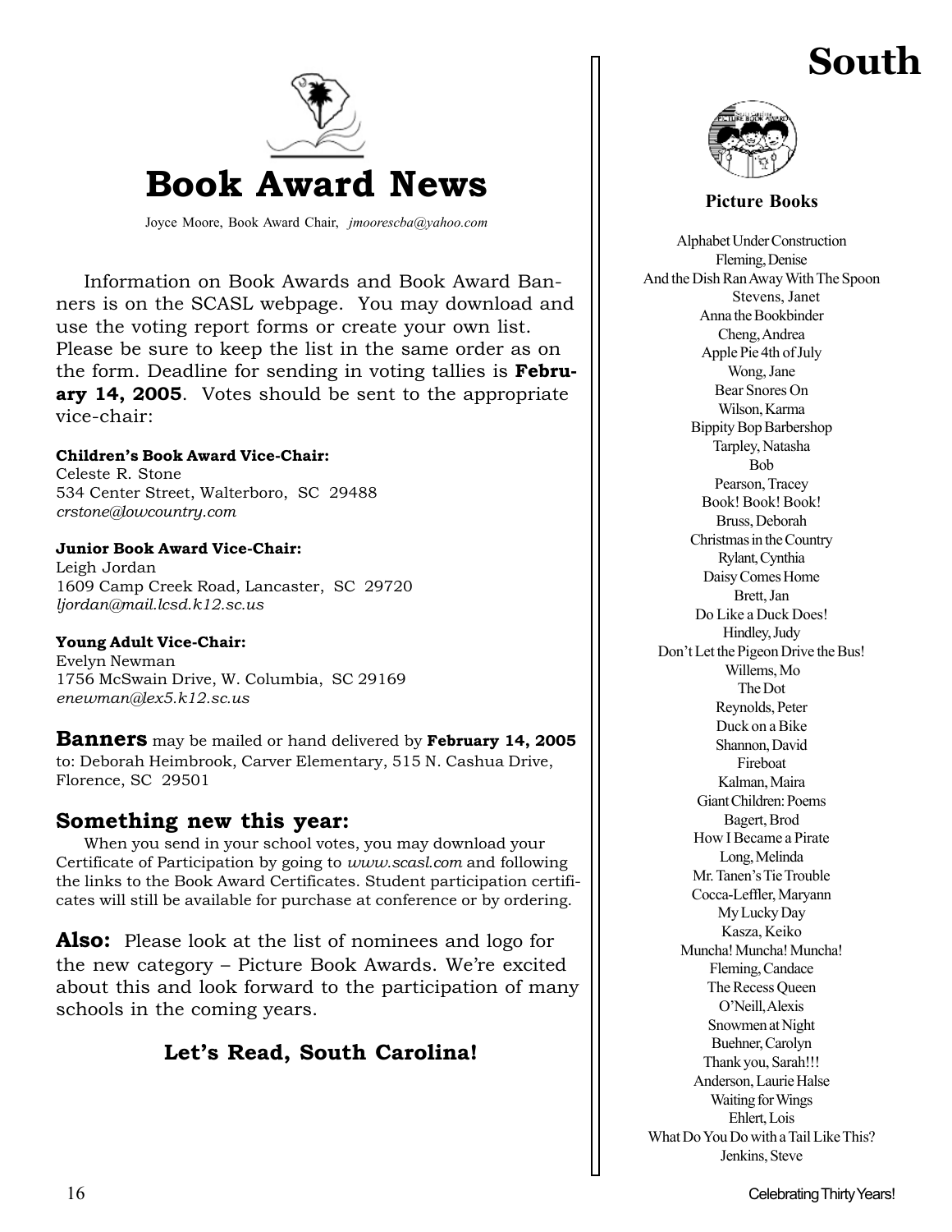# Book Award News

Joyce Moore, Book Award Chair, *jmoorescba@yahoo.com*

Information on Book Awards and Book Award Banners is on the SCASL webpage. You may download and use the voting report forms or create your own list. Please be sure to keep the list in the same order as on the form. Deadline for sending in voting tallies is **February 14, 2005**. Votes should be sent to the appropriate vice-chair:

**Children's Book Award Vice-Chair:**
Celeste R. Stone
534 Center Street, Walterboro, SC 29488
*crstone@lowcountry.com*

**Junior Book Award Vice-Chair:**
Leigh Jordan
1609 Camp Creek Road, Lancaster, SC 29720
*ljordan@mail.lcsd.k12.sc.us*

**Young Adult Vice-Chair:**
Evelyn Newman
1756 McSwain Drive, W. Columbia, SC 29169
*enewman@lex5.k12.sc.us*

**Banners** may be mailed or hand delivered by **February 14, 2005** to: Deborah Heimbrook, Carver Elementary, 515 N. Cashua Drive, Florence, SC 29501

## Something new this year:

When you send in your school votes, you may download your Certificate of Participation by going to *www.scasl.com* and following the links to the Book Award Certificates. Student participation certificates will still be available for purchase at conference or by ordering.

**Also:** Please look at the list of nominees and logo for the new category – Picture Book Awards. We're excited about this and look forward to the participation of many schools in the coming years.

### Let's Read, South Carolina!

## South

### Picture Books

Alphabet Under Construction
Fleming, Denise
And the Dish Ran Away With The Spoon
Stevens, Janet
Anna the Bookbinder
Cheng, Andrea
Apple Pie 4th of July
Wong, Jane
Bear Snores On
Wilson, Karma
Bippity Bop Barbershop
Tarpley, Natasha
Bob
Pearson, Tracey
Book! Book! Book!
Bruss, Deborah
Christmas in the Country
Rylant, Cynthia
Daisy Comes Home
Brett, Jan
Do Like a Duck Does!
Hindley, Judy
Don't Let the Pigeon Drive the Bus!
Willems, Mo
The Dot
Reynolds, Peter
Duck on a Bike
Shannon, David
Fireboat
Kalman, Maira
Giant Children: Poems
Bagert, Brod
How I Became a Pirate
Long, Melinda
Mr. Tanen's Tie Trouble
Cocca-Leffler, Maryann
My Lucky Day
Kasza, Keiko
Muncha! Muncha! Muncha!
Fleming, Candace
The Recess Queen
O'Neill, Alexis
Snowmen at Night
Buehner, Carolyn
Thank you, Sarah!!!
Anderson, Laurie Halse
Waiting for Wings
Ehlert, Lois
What Do You Do with a Tail Like This?
Jenkins, Steve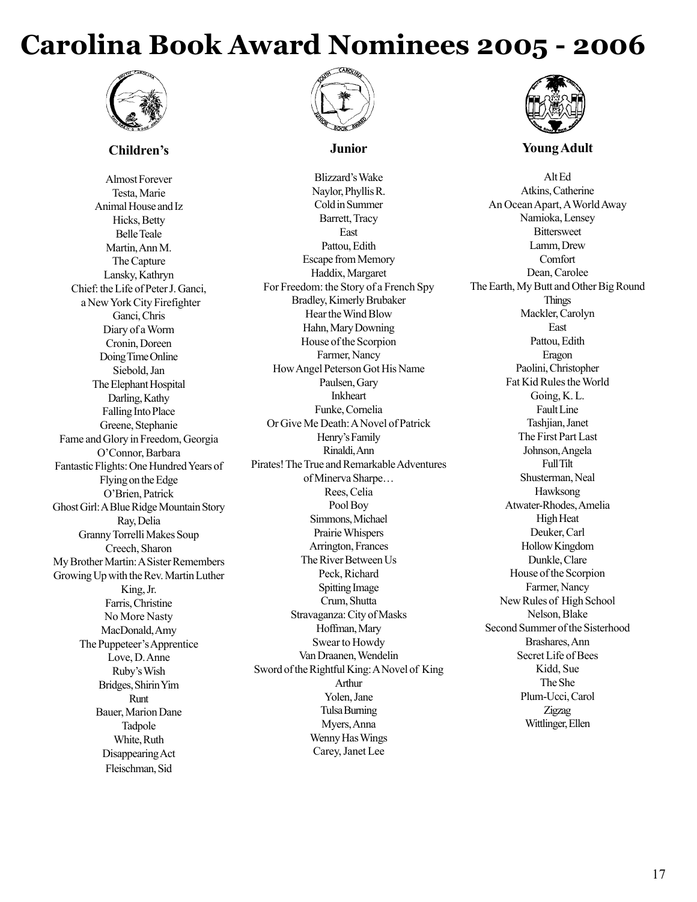# Carolina Book Award Nominees 2005 - 2006

## Children's

Almost Forever
Testa, Marie
Animal House and Iz
Hicks, Betty
Belle Teale
Martin, Ann M.
The Capture
Lansky, Kathryn
Chief: the Life of Peter J. Ganci, a New York City Firefighter
Ganci, Chris
Diary of a Worm
Cronin, Doreen
Doing Time Online
Siebold, Jan
The Elephant Hospital
Darling, Kathy
Falling Into Place
Greene, Stephanie
Fame and Glory in Freedom, Georgia
O'Connor, Barbara
Fantastic Flights: One Hundred Years of Flying on the Edge
O'Brien, Patrick
Ghost Girl: A Blue Ridge Mountain Story
Ray, Delia
Granny Torrelli Makes Soup
Creech, Sharon
My Brother Martin: A Sister Remembers Growing Up with the Rev. Martin Luther King, Jr.
Farris, Christine
No More Nasty
MacDonald, Amy
The Puppeteer's Apprentice
Love, D. Anne
Ruby's Wish
Bridges, Shirin Yim
Runt
Bauer, Marion Dane
Tadpole
White, Ruth
Disappearing Act
Fleischman, Sid

## Junior

Blizzard's Wake
Naylor, Phyllis R.
Cold in Summer
Barrett, Tracy
East
Pattou, Edith
Escape from Memory
Haddix, Margaret
For Freedom: the Story of a French Spy
Bradley, Kimerly Brubaker
Hear the Wind Blow
Hahn, Mary Downing
House of the Scorpion
Farmer, Nancy
How Angel Peterson Got His Name
Paulsen, Gary
Inkheart
Funke, Cornelia
Or Give Me Death: A Novel of Patrick Henry's Family
Rinaldi, Ann
Pirates! The True and Remarkable Adventures of Minerva Sharpe…
Rees, Celia
Pool Boy
Simmons, Michael
Prairie Whispers
Arrington, Frances
The River Between Us
Peck, Richard
Spitting Image
Crum, Shutta
Stravaganza: City of Masks
Hoffman, Mary
Swear to Howdy
Van Draanen, Wendelin
Sword of the Rightful King: A Novel of King Arthur
Yolen, Jane
Tulsa Burning
Myers, Anna
Wenny Has Wings
Carey, Janet Lee

## Young Adult

Alt Ed
Atkins, Catherine
An Ocean Apart, A World Away
Namioka, Lensey
Bittersweet
Lamm, Drew
Comfort
Dean, Carolee
The Earth, My Butt and Other Big Round Things
Mackler, Carolyn
East
Pattou, Edith
Eragon
Paolini, Christopher
Fat Kid Rules the World
Going, K. L.
Fault Line
Tashjian, Janet
The First Part Last
Johnson, Angela
Full Tilt
Shusterman, Neal
Hawksong
Atwater-Rhodes, Amelia
High Heat
Deuker, Carl
Hollow Kingdom
Dunkle, Clare
House of the Scorpion
Farmer, Nancy
New Rules of High School
Nelson, Blake
Second Summer of the Sisterhood
Brashares, Ann
Secret Life of Bees
Kidd, Sue
The She
Plum-Ucci, Carol
Zigzag
Wittlinger, Ellen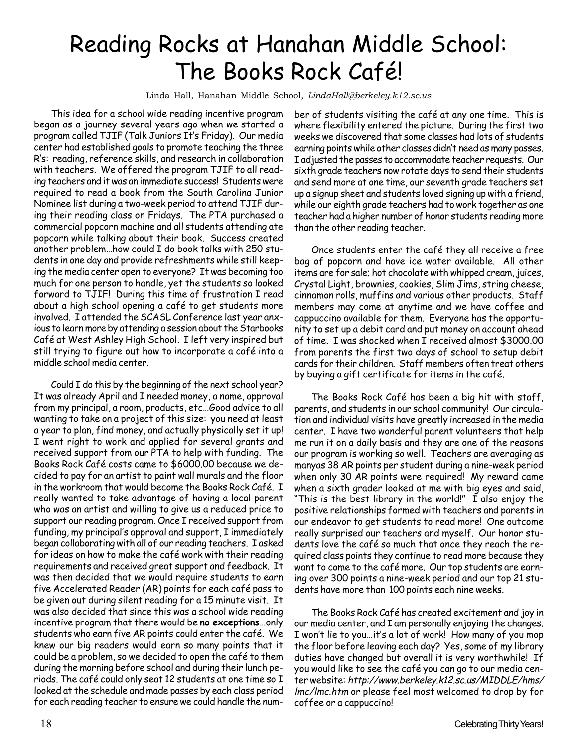# Reading Rocks at Hanahan Middle School: The Books Rock Café!

Linda Hall, Hanahan Middle School, *LindaHall@berkeley.k12.sc.us*

This idea for a school wide reading incentive program began as a journey several years ago when we started a program called TJIF (Talk Juniors It's Friday). Our media center had established goals to promote teaching the three R's: reading, reference skills, and research in collaboration with teachers. We offered the program TJIF to all reading teachers and it was an immediate success! Students were required to read a book from the South Carolina Junior Nominee list during a two-week period to attend TJIF during their reading class on Fridays. The PTA purchased a commercial popcorn machine and all students attending ate popcorn while talking about their book. Success created another problem…how could I do book talks with 250 students in one day and provide refreshments while still keeping the media center open to everyone? It was becoming too much for one person to handle, yet the students so looked forward to TJIF! During this time of frustration I read about a high school opening a café to get students more involved. I attended the SCASL Conference last year anxious to learn more by attending a session about the Starbooks Café at West Ashley High School. I left very inspired but still trying to figure out how to incorporate a café into a middle school media center.

Could I do this by the beginning of the next school year? It was already April and I needed money, a name, approval from my principal, a room, products, etc…Good advice to all wanting to take on a project of this size: you need at least a year to plan, find money, and actually physically set it up! I went right to work and applied for several grants and received support from our PTA to help with funding. The Books Rock Café costs came to $6000.00 because we decided to pay for an artist to paint wall murals and the floor in the workroom that would become the Books Rock Café. I really wanted to take advantage of having a local parent who was an artist and willing to give us a reduced price to support our reading program. Once I received support from funding, my principal's approval and support, I immediately began collaborating with all of our reading teachers. I asked for ideas on how to make the café work with their reading requirements and received great support and feedback. It was then decided that we would require students to earn five Accelerated Reader (AR) points for each café pass to be given out during silent reading for a 15 minute visit. It was also decided that since this was a school wide reading incentive program that there would be **no exceptions**…only students who earn five AR points could enter the café. We knew our big readers would earn so many points that it could be a problem, so we decided to open the café to them during the morning before school and during their lunch periods. The café could only seat 12 students at one time so I looked at the schedule and made passes by each class period for each reading teacher to ensure we could handle the number of students visiting the café at any one time. This is where flexibility entered the picture. During the first two weeks we discovered that some classes had lots of students earning points while other classes didn't need as many passes. I adjusted the passes to accommodate teacher requests. Our sixth grade teachers now rotate days to send their students and send more at one time, our seventh grade teachers set up a signup sheet and students loved signing up with a friend, while our eighth grade teachers had to work together as one teacher had a higher number of honor students reading more than the other reading teacher.

Once students enter the café they all receive a free bag of popcorn and have ice water available. All other items are for sale; hot chocolate with whipped cream, juices, Crystal Light, brownies, cookies, Slim Jims, string cheese, cinnamon rolls, muffins and various other products. Staff members may come at anytime and we have coffee and cappuccino available for them. Everyone has the opportunity to set up a debit card and put money on account ahead of time. I was shocked when I received almost $3000.00 from parents the first two days of school to setup debit cards for their children. Staff members often treat others by buying a gift certificate for items in the café.

The Books Rock Café has been a big hit with staff, parents, and students in our school community! Our circulation and individual visits have greatly increased in the media center. I have two wonderful parent volunteers that help me run it on a daily basis and they are one of the reasons our program is working so well. Teachers are averaging as manyas 38 AR points per student during a nine-week period when only 30 AR points were required! My reward came when a sixth grader looked at me with big eyes and said, "This is the best library in the world!" I also enjoy the positive relationships formed with teachers and parents in our endeavor to get students to read more! One outcome really surprised our teachers and myself. Our honor students love the café so much that once they reach the required class points they continue to read more because they want to come to the café more. Our top students are earning over 300 points a nine-week period and our top 21 students have more than 100 points each nine weeks.

The Books Rock Café has created excitement and joy in our media center, and I am personally enjoying the changes. I won't lie to you…it's a lot of work! How many of you mop the floor before leaving each day? Yes, some of my library duties have changed but overall it is very worthwhile! If you would like to see the café you can go to our media center website: *http://www.berkeley.k12.sc.us/MIDDLE/hms/lmc/lmc.htm* or please feel most welcomed to drop by for coffee or a cappuccino!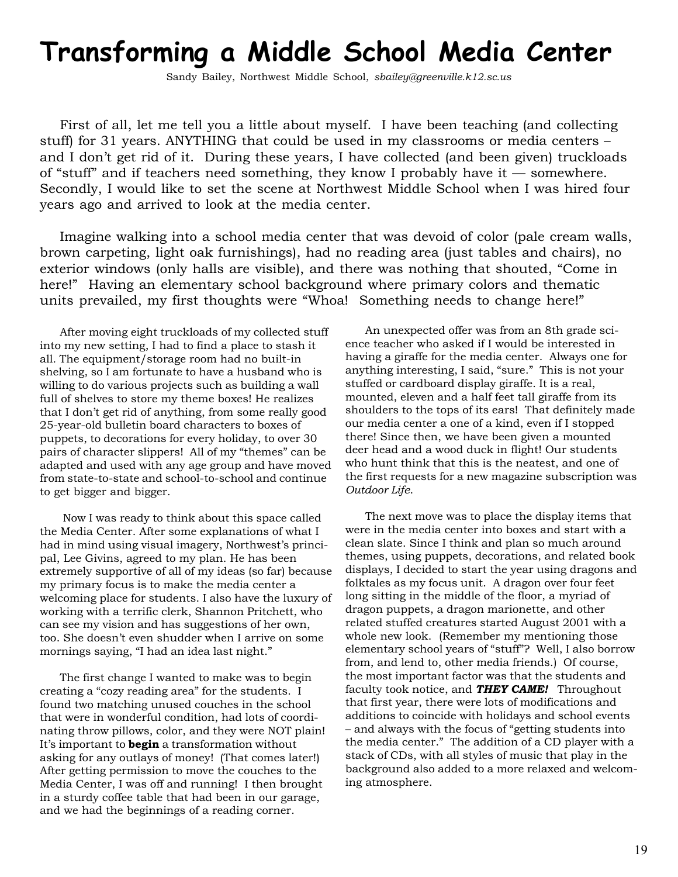# Transforming a Middle School Media Center

Sandy Bailey, Northwest Middle School, *sbailey@greenville.k12.sc.us*

First of all, let me tell you a little about myself. I have been teaching (and collecting stuff) for 31 years. ANYTHING that could be used in my classrooms or media centers – and I don't get rid of it. During these years, I have collected (and been given) truckloads of "stuff" and if teachers need something, they know I probably have it — somewhere. Secondly, I would like to set the scene at Northwest Middle School when I was hired four years ago and arrived to look at the media center.

Imagine walking into a school media center that was devoid of color (pale cream walls, brown carpeting, light oak furnishings), had no reading area (just tables and chairs), no exterior windows (only halls are visible), and there was nothing that shouted, "Come in here!" Having an elementary school background where primary colors and thematic units prevailed, my first thoughts were "Whoa! Something needs to change here!"

After moving eight truckloads of my collected stuff into my new setting, I had to find a place to stash it all. The equipment/storage room had no built-in shelving, so I am fortunate to have a husband who is willing to do various projects such as building a wall full of shelves to store my theme boxes! He realizes that I don't get rid of anything, from some really good 25-year-old bulletin board characters to boxes of puppets, to decorations for every holiday, to over 30 pairs of character slippers! All of my "themes" can be adapted and used with any age group and have moved from state-to-state and school-to-school and continue to get bigger and bigger.

Now I was ready to think about this space called the Media Center. After some explanations of what I had in mind using visual imagery, Northwest's principal, Lee Givins, agreed to my plan. He has been extremely supportive of all of my ideas (so far) because my primary focus is to make the media center a welcoming place for students. I also have the luxury of working with a terrific clerk, Shannon Pritchett, who can see my vision and has suggestions of her own, too. She doesn't even shudder when I arrive on some mornings saying, "I had an idea last night."

The first change I wanted to make was to begin creating a "cozy reading area" for the students. I found two matching unused couches in the school that were in wonderful condition, had lots of coordinating throw pillows, color, and they were NOT plain! It's important to **begin** a transformation without asking for any outlays of money! (That comes later!) After getting permission to move the couches to the Media Center, I was off and running! I then brought in a sturdy coffee table that had been in our garage, and we had the beginnings of a reading corner.

An unexpected offer was from an 8th grade science teacher who asked if I would be interested in having a giraffe for the media center. Always one for anything interesting, I said, "sure." This is not your stuffed or cardboard display giraffe. It is a real, mounted, eleven and a half feet tall giraffe from its shoulders to the tops of its ears! That definitely made our media center a one of a kind, even if I stopped there! Since then, we have been given a mounted deer head and a wood duck in flight! Our students who hunt think that this is the neatest, and one of the first requests for a new magazine subscription was *Outdoor Life*.

The next move was to place the display items that were in the media center into boxes and start with a clean slate. Since I think and plan so much around themes, using puppets, decorations, and related book displays, I decided to start the year using dragons and folktales as my focus unit. A dragon over four feet long sitting in the middle of the floor, a myriad of dragon puppets, a dragon marionette, and other related stuffed creatures started August 2001 with a whole new look. (Remember my mentioning those elementary school years of "stuff"? Well, I also borrow from, and lend to, other media friends.) Of course, the most important factor was that the students and faculty took notice, and ***THEY CAME!*** Throughout that first year, there were lots of modifications and additions to coincide with holidays and school events – and always with the focus of "getting students into the media center." The addition of a CD player with a stack of CDs, with all styles of music that play in the background also added to a more relaxed and welcoming atmosphere.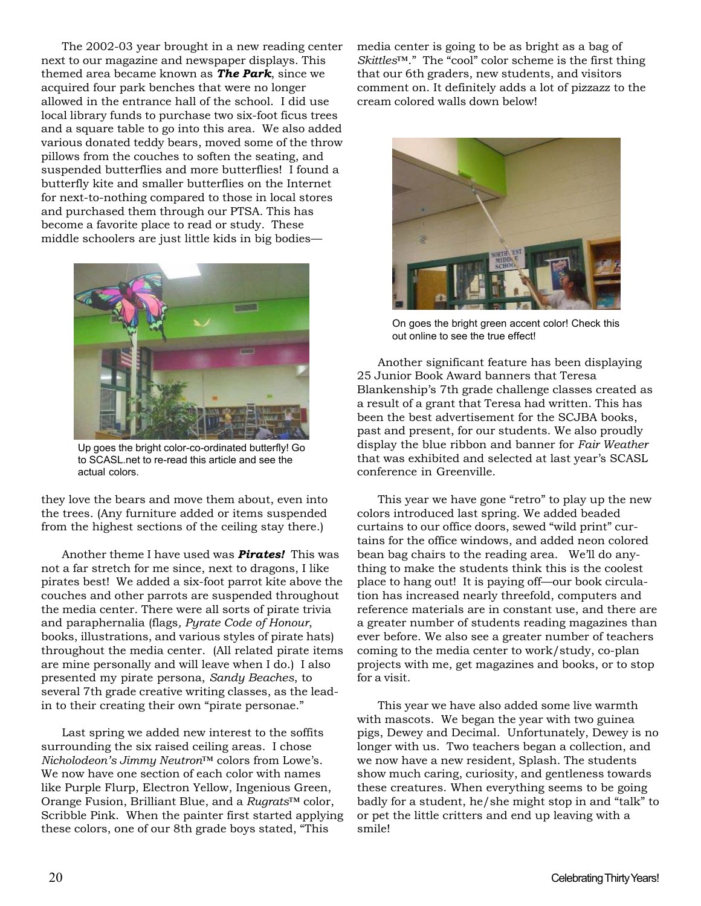The 2002-03 year brought in a new reading center next to our magazine and newspaper displays. This themed area became known as ***The Park***, since we acquired four park benches that were no longer allowed in the entrance hall of the school. I did use local library funds to purchase two six-foot ficus trees and a square table to go into this area. We also added various donated teddy bears, moved some of the throw pillows from the couches to soften the seating, and suspended butterflies and more butterflies! I found a butterfly kite and smaller butterflies on the Internet for next-to-nothing compared to those in local stores and purchased them through our PTSA. This has become a favorite place to read or study. These middle schoolers are just little kids in big bodies—they love the bears and move them about, even into the trees. (Any furniture added or items suspended from the highest sections of the ceiling stay there.)

Up goes the bright color-co-ordinated butterfly! Go to SCASL.net to re-read this article and see the actual colors.

Another theme I have used was ***Pirates!*** This was not a far stretch for me since, next to dragons, I like pirates best! We added a six-foot parrot kite above the couches and other parrots are suspended throughout the media center. There were all sorts of pirate trivia and paraphernalia (flags, *Pyrate Code of Honour*, books, illustrations, and various styles of pirate hats) throughout the media center. (All related pirate items are mine personally and will leave when I do.) I also presented my pirate persona, *Sandy Beaches*, to several 7th grade creative writing classes, as the lead-in to their creating their own "pirate personae."

Last spring we added new interest to the soffits surrounding the six raised ceiling areas. I chose *Nicholodeon's Jimmy Neutron*™ colors from Lowe's. We now have one section of each color with names like Purple Flurp, Electron Yellow, Ingenious Green, Orange Fusion, Brilliant Blue, and a *Rugrats*™ color, Scribble Pink. When the painter first started applying these colors, one of our 8th grade boys stated, "This media center is going to be as bright as a bag of *Skittles*™." The "cool" color scheme is the first thing that our 6th graders, new students, and visitors comment on. It definitely adds a lot of pizzazz to the cream colored walls down below!

On goes the bright green accent color! Check this out online to see the true effect!

Another significant feature has been displaying 25 Junior Book Award banners that Teresa Blankenship's 7th grade challenge classes created as a result of a grant that Teresa had written. This has been the best advertisement for the SCJBA books, past and present, for our students. We also proudly display the blue ribbon and banner for *Fair Weather* that was exhibited and selected at last year's SCASL conference in Greenville.

This year we have gone "retro" to play up the new colors introduced last spring. We added beaded curtains to our office doors, sewed "wild print" curtains for the office windows, and added neon colored bean bag chairs to the reading area. We'll do anything to make the students think this is the coolest place to hang out! It is paying off—our book circulation has increased nearly threefold, computers and reference materials are in constant use, and there are a greater number of students reading magazines than ever before. We also see a greater number of teachers coming to the media center to work/study, co-plan projects with me, get magazines and books, or to stop for a visit.

This year we have also added some live warmth with mascots. We began the year with two guinea pigs, Dewey and Decimal. Unfortunately, Dewey is no longer with us. Two teachers began a collection, and we now have a new resident, Splash. The students show much caring, curiosity, and gentleness towards these creatures. When everything seems to be going badly for a student, he/she might stop in and "talk" to or pet the little critters and end up leaving with a smile!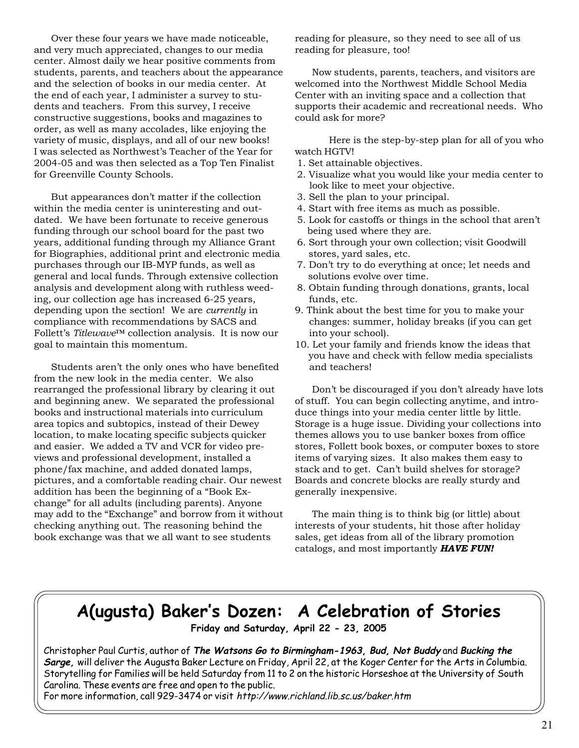Over these four years we have made noticeable, and very much appreciated, changes to our media center. Almost daily we hear positive comments from students, parents, and teachers about the appearance and the selection of books in our media center. At the end of each year, I administer a survey to students and teachers. From this survey, I receive constructive suggestions, books and magazines to order, as well as many accolades, like enjoying the variety of music, displays, and all of our new books! I was selected as Northwest's Teacher of the Year for 2004-05 and was then selected as a Top Ten Finalist for Greenville County Schools.

But appearances don't matter if the collection within the media center is uninteresting and outdated. We have been fortunate to receive generous funding through our school board for the past two years, additional funding through my Alliance Grant for Biographies, additional print and electronic media purchases through our IB-MYP funds, as well as general and local funds. Through extensive collection analysis and development along with ruthless weeding, our collection age has increased 6-25 years, depending upon the section! We are *currently* in compliance with recommendations by SACS and Follett's *Titlewave*™ collection analysis. It is now our goal to maintain this momentum.

Students aren't the only ones who have benefited from the new look in the media center. We also rearranged the professional library by clearing it out and beginning anew. We separated the professional books and instructional materials into curriculum area topics and subtopics, instead of their Dewey location, to make locating specific subjects quicker and easier. We added a TV and VCR for video previews and professional development, installed a phone/fax machine, and added donated lamps, pictures, and a comfortable reading chair. Our newest addition has been the beginning of a "Book Exchange" for all adults (including parents). Anyone may add to the "Exchange" and borrow from it without checking anything out. The reasoning behind the book exchange was that we all want to see students reading for pleasure, so they need to see all of us reading for pleasure, too!

Now students, parents, teachers, and visitors are welcomed into the Northwest Middle School Media Center with an inviting space and a collection that supports their academic and recreational needs. Who could ask for more?

Here is the step-by-step plan for all of you who watch HGTV!

1. Set attainable objectives.
2. Visualize what you would like your media center to look like to meet your objective.
3. Sell the plan to your principal.
4. Start with free items as much as possible.
5. Look for castoffs or things in the school that aren't being used where they are.
6. Sort through your own collection; visit Goodwill stores, yard sales, etc.
7. Don't try to do everything at once; let needs and solutions evolve over time.
8. Obtain funding through donations, grants, local funds, etc.
9. Think about the best time for you to make your changes: summer, holiday breaks (if you can get into your school).
10. Let your family and friends know the ideas that you have and check with fellow media specialists and teachers!

Don't be discouraged if you don't already have lots of stuff. You can begin collecting anytime, and introduce things into your media center little by little. Storage is a huge issue. Dividing your collections into themes allows you to use banker boxes from office stores, Follett book boxes, or computer boxes to store items of varying sizes. It also makes them easy to stack and to get. Can't build shelves for storage? Boards and concrete blocks are really sturdy and generally inexpensive.

The main thing is to think big (or little) about interests of your students, hit those after holiday sales, get ideas from all of the library promotion catalogs, and most importantly ***HAVE FUN!***

## A(ugusta) Baker's Dozen: A Celebration of Stories

**Friday and Saturday, April 22 - 23, 2005**

Christopher Paul Curtis, author of ***The Watsons Go to Birmingham-1963, Bud, Not Buddy*** and ***Bucking the Sarge,*** will deliver the Augusta Baker Lecture on Friday, April 22, at the Koger Center for the Arts in Columbia. Storytelling for Families will be held Saturday from 11 to 2 on the historic Horseshoe at the University of South Carolina. These events are free and open to the public.
For more information, call 929-3474 or visit *http://www.richland.lib.sc.us/baker.htm*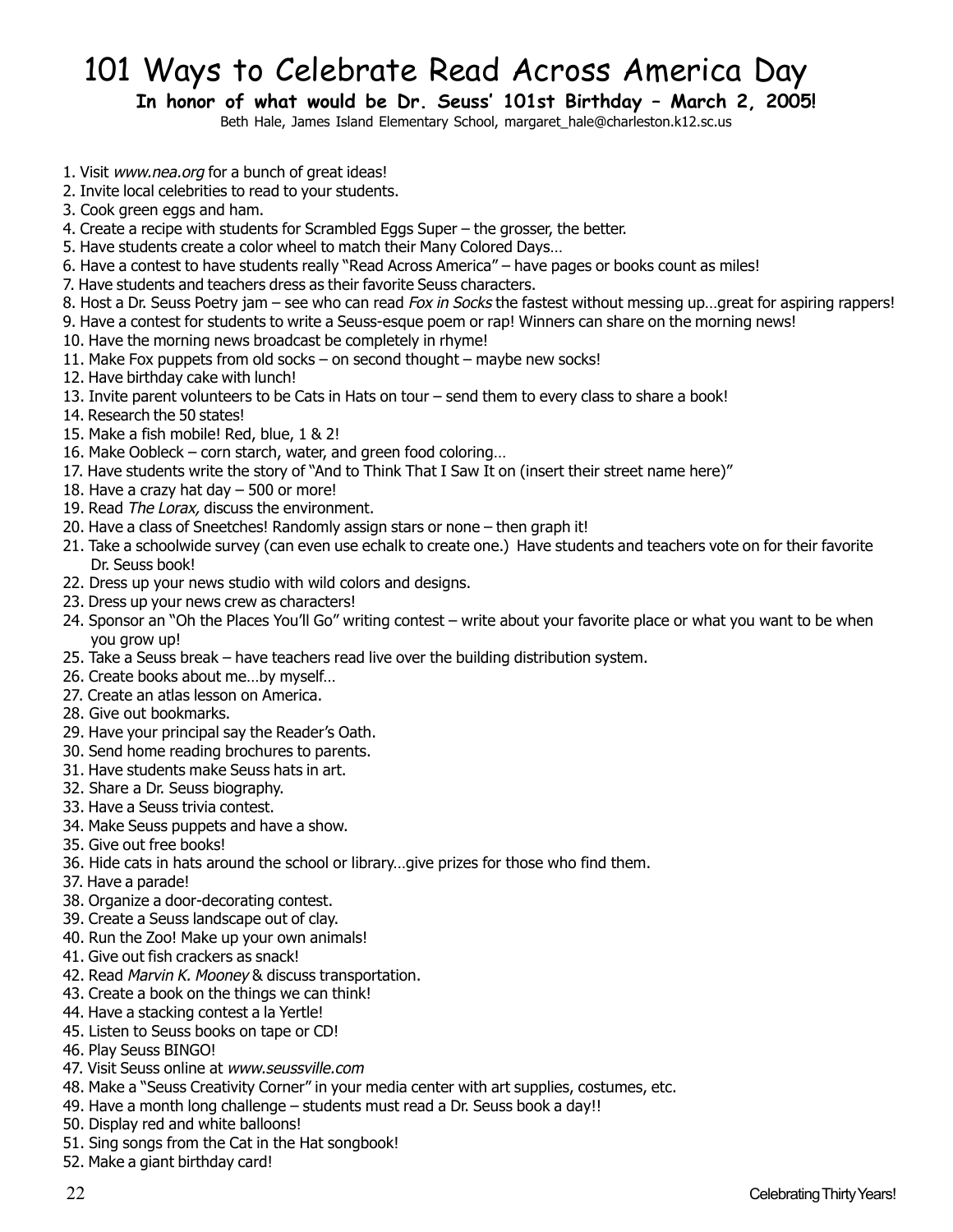# 101 Ways to Celebrate Read Across America Day

**In honor of what would be Dr. Seuss' 101st Birthday – March 2, 2005!**

Beth Hale, James Island Elementary School, margaret_hale@charleston.k12.sc.us

1. Visit *www.nea.org* for a bunch of great ideas!
2. Invite local celebrities to read to your students.
3. Cook green eggs and ham.
4. Create a recipe with students for Scrambled Eggs Super – the grosser, the better.
5. Have students create a color wheel to match their Many Colored Days…
6. Have a contest to have students really "Read Across America" – have pages or books count as miles!
7. Have students and teachers dress as their favorite Seuss characters.
8. Host a Dr. Seuss Poetry jam – see who can read *Fox in Socks* the fastest without messing up…great for aspiring rappers!
9. Have a contest for students to write a Seuss-esque poem or rap! Winners can share on the morning news!
10. Have the morning news broadcast be completely in rhyme!
11. Make Fox puppets from old socks – on second thought – maybe new socks!
12. Have birthday cake with lunch!
13. Invite parent volunteers to be Cats in Hats on tour – send them to every class to share a book!
14. Research the 50 states!
15. Make a fish mobile! Red, blue, 1 & 2!
16. Make Oobleck – corn starch, water, and green food coloring…
17. Have students write the story of "And to Think That I Saw It on (insert their street name here)"
18. Have a crazy hat day – 500 or more!
19. Read *The Lorax,* discuss the environment.
20. Have a class of Sneetches! Randomly assign stars or none – then graph it!
21. Take a schoolwide survey (can even use echalk to create one.) Have students and teachers vote on for their favorite Dr. Seuss book!
22. Dress up your news studio with wild colors and designs.
23. Dress up your news crew as characters!
24. Sponsor an "Oh the Places You'll Go" writing contest – write about your favorite place or what you want to be when you grow up!
25. Take a Seuss break – have teachers read live over the building distribution system.
26. Create books about me…by myself…
27. Create an atlas lesson on America.
28. Give out bookmarks.
29. Have your principal say the Reader's Oath.
30. Send home reading brochures to parents.
31. Have students make Seuss hats in art.
32. Share a Dr. Seuss biography.
33. Have a Seuss trivia contest.
34. Make Seuss puppets and have a show.
35. Give out free books!
36. Hide cats in hats around the school or library…give prizes for those who find them.
37. Have a parade!
38. Organize a door-decorating contest.
39. Create a Seuss landscape out of clay.
40. Run the Zoo! Make up your own animals!
41. Give out fish crackers as snack!
42. Read *Marvin K. Mooney* & discuss transportation.
43. Create a book on the things we can think!
44. Have a stacking contest a la Yertle!
45. Listen to Seuss books on tape or CD!
46. Play Seuss BINGO!
47. Visit Seuss online at *www.seussville.com*
48. Make a "Seuss Creativity Corner" in your media center with art supplies, costumes, etc.
49. Have a month long challenge – students must read a Dr. Seuss book a day!!
50. Display red and white balloons!
51. Sing songs from the Cat in the Hat songbook!
52. Make a giant birthday card!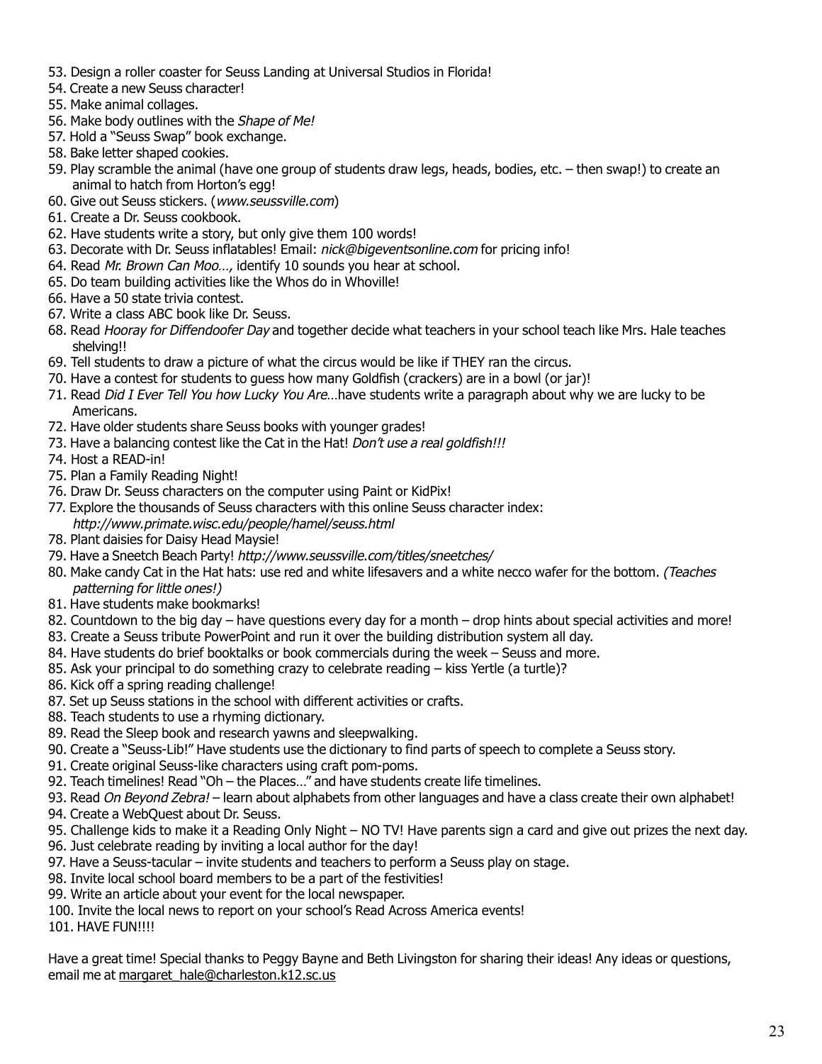53. Design a roller coaster for Seuss Landing at Universal Studios in Florida!
54. Create a new Seuss character!
55. Make animal collages.
56. Make body outlines with the *Shape of Me!*
57. Hold a "Seuss Swap" book exchange.
58. Bake letter shaped cookies.
59. Play scramble the animal (have one group of students draw legs, heads, bodies, etc. – then swap!) to create an animal to hatch from Horton's egg!
60. Give out Seuss stickers. (*www.seussville.com*)
61. Create a Dr. Seuss cookbook.
62. Have students write a story, but only give them 100 words!
63. Decorate with Dr. Seuss inflatables! Email: *nick@bigeventsonline.com* for pricing info!
64. Read *Mr. Brown Can Moo…,* identify 10 sounds you hear at school.
65. Do team building activities like the Whos do in Whoville!
66. Have a 50 state trivia contest.
67. Write a class ABC book like Dr. Seuss.
68. Read *Hooray for Diffendoofer Day* and together decide what teachers in your school teach like Mrs. Hale teaches shelving!!
69. Tell students to draw a picture of what the circus would be like if THEY ran the circus.
70. Have a contest for students to guess how many Goldfish (crackers) are in a bowl (or jar)!
71. Read *Did I Ever Tell You how Lucky You Are*…have students write a paragraph about why we are lucky to be Americans.
72. Have older students share Seuss books with younger grades!
73. Have a balancing contest like the Cat in the Hat! *Don't use a real goldfish!!!*
74. Host a READ-in!
75. Plan a Family Reading Night!
76. Draw Dr. Seuss characters on the computer using Paint or KidPix!
77. Explore the thousands of Seuss characters with this online Seuss character index: *http://www.primate.wisc.edu/people/hamel/seuss.html*
78. Plant daisies for Daisy Head Maysie!
79. Have a Sneetch Beach Party! *http://www.seussville.com/titles/sneetches/*
80. Make candy Cat in the Hat hats: use red and white lifesavers and a white necco wafer for the bottom. *(Teaches patterning for little ones!)*
81. Have students make bookmarks!
82. Countdown to the big day – have questions every day for a month – drop hints about special activities and more!
83. Create a Seuss tribute PowerPoint and run it over the building distribution system all day.
84. Have students do brief booktalks or book commercials during the week – Seuss and more.
85. Ask your principal to do something crazy to celebrate reading – kiss Yertle (a turtle)?
86. Kick off a spring reading challenge!
87. Set up Seuss stations in the school with different activities or crafts.
88. Teach students to use a rhyming dictionary.
89. Read the Sleep book and research yawns and sleepwalking.
90. Create a "Seuss-Lib!" Have students use the dictionary to find parts of speech to complete a Seuss story.
91. Create original Seuss-like characters using craft pom-poms.
92. Teach timelines! Read "Oh – the Places…" and have students create life timelines.
93. Read *On Beyond Zebra!* – learn about alphabets from other languages and have a class create their own alphabet!
94. Create a WebQuest about Dr. Seuss.
95. Challenge kids to make it a Reading Only Night – NO TV! Have parents sign a card and give out prizes the next day.
96. Just celebrate reading by inviting a local author for the day!
97. Have a Seuss-tacular – invite students and teachers to perform a Seuss play on stage.
98. Invite local school board members to be a part of the festivities!
99. Write an article about your event for the local newspaper.
100. Invite the local news to report on your school's Read Across America events!
101. HAVE FUN!!!!

Have a great time! Special thanks to Peggy Bayne and Beth Livingston for sharing their ideas! Any ideas or questions, email me at margaret_hale@charleston.k12.sc.us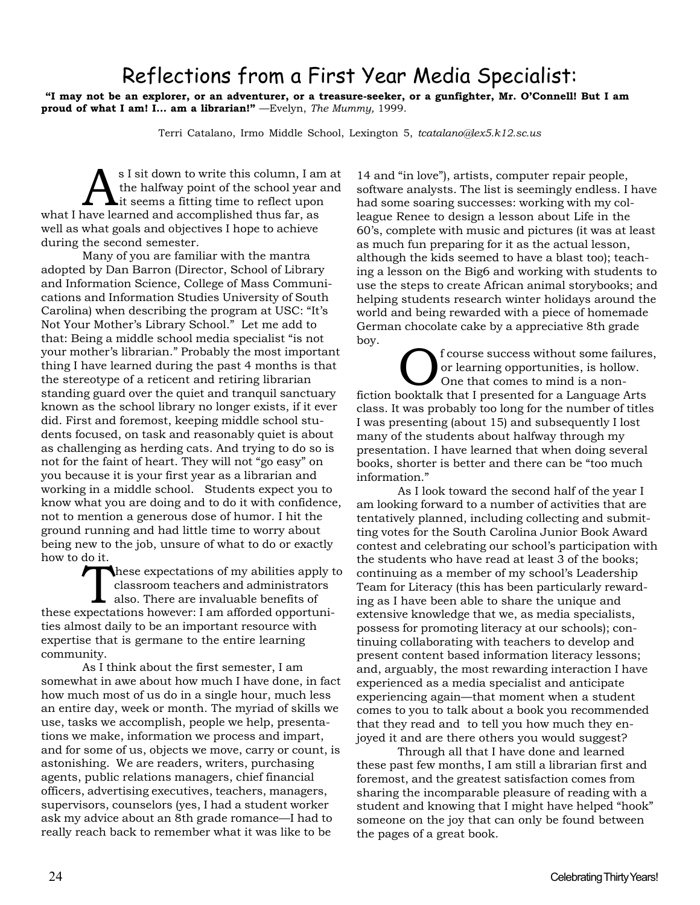# Reflections from a First Year Media Specialist:

**"I may not be an explorer, or an adventurer, or a treasure-seeker, or a gunfighter, Mr. O'Connell! But I am proud of what I am! I... am a librarian!"** —Evelyn, *The Mummy,* 1999.

Terri Catalano, Irmo Middle School, Lexington 5, *tcatalano@lex5.k12.sc.us*

As I sit down to write this column, I am at the halfway point of the school year and it seems a fitting time to reflect upon what I have learned and accomplished thus far, as well as what goals and objectives I hope to achieve during the second semester.

Many of you are familiar with the mantra adopted by Dan Barron (Director, School of Library and Information Science, College of Mass Communications and Information Studies University of South Carolina) when describing the program at USC: "It's Not Your Mother's Library School." Let me add to that: Being a middle school media specialist "is not your mother's librarian." Probably the most important thing I have learned during the past 4 months is that the stereotype of a reticent and retiring librarian standing guard over the quiet and tranquil sanctuary known as the school library no longer exists, if it ever did. First and foremost, keeping middle school students focused, on task and reasonably quiet is about as challenging as herding cats. And trying to do so is not for the faint of heart. They will not "go easy" on you because it is your first year as a librarian and working in a middle school. Students expect you to know what you are doing and to do it with confidence, not to mention a generous dose of humor. I hit the ground running and had little time to worry about being new to the job, unsure of what to do or exactly how to do it.

These expectations of my abilities apply to classroom teachers and administrators also. There are invaluable benefits of these expectations however: I am afforded opportunities almost daily to be an important resource with expertise that is germane to the entire learning community.

As I think about the first semester, I am somewhat in awe about how much I have done, in fact how much most of us do in a single hour, much less an entire day, week or month. The myriad of skills we use, tasks we accomplish, people we help, presentations we make, information we process and impart, and for some of us, objects we move, carry or count, is astonishing. We are readers, writers, purchasing agents, public relations managers, chief financial officers, advertising executives, teachers, managers, supervisors, counselors (yes, I had a student worker ask my advice about an 8th grade romance—I had to really reach back to remember what it was like to be 14 and "in love"), artists, computer repair people, software analysts. The list is seemingly endless. I have had some soaring successes: working with my colleague Renee to design a lesson about Life in the 60's, complete with music and pictures (it was at least as much fun preparing for it as the actual lesson, although the kids seemed to have a blast too); teaching a lesson on the Big6 and working with students to use the steps to create African animal storybooks; and helping students research winter holidays around the world and being rewarded with a piece of homemade German chocolate cake by a appreciative 8th grade boy.

Of course success without some failures, or learning opportunities, is hollow. One that comes to mind is a nonfiction booktalk that I presented for a Language Arts class. It was probably too long for the number of titles I was presenting (about 15) and subsequently I lost many of the students about halfway through my presentation. I have learned that when doing several books, shorter is better and there can be "too much information."

As I look toward the second half of the year I am looking forward to a number of activities that are tentatively planned, including collecting and submitting votes for the South Carolina Junior Book Award contest and celebrating our school's participation with the students who have read at least 3 of the books; continuing as a member of my school's Leadership Team for Literacy (this has been particularly rewarding as I have been able to share the unique and extensive knowledge that we, as media specialists, possess for promoting literacy at our schools); continuing collaborating with teachers to develop and present content based information literacy lessons; and, arguably, the most rewarding interaction I have experienced as a media specialist and anticipate experiencing again—that moment when a student comes to you to talk about a book you recommended that they read and to tell you how much they enjoyed it and are there others you would suggest?

Through all that I have done and learned these past few months, I am still a librarian first and foremost, and the greatest satisfaction comes from sharing the incomparable pleasure of reading with a student and knowing that I might have helped "hook" someone on the joy that can only be found between the pages of a great book.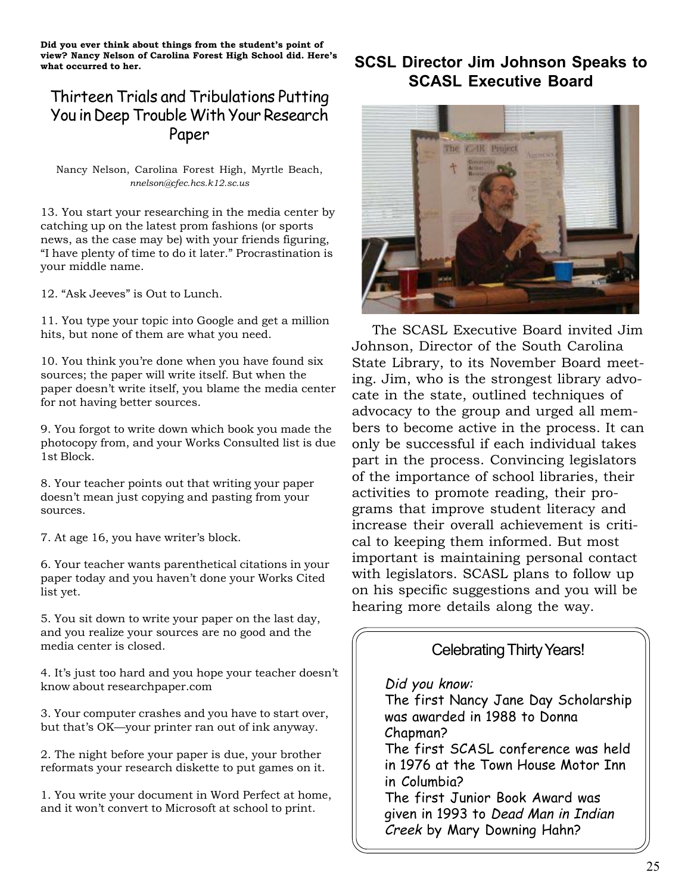**Did you ever think about things from the student's point of view? Nancy Nelson of Carolina Forest High School did. Here's what occurred to her.**

## Thirteen Trials and Tribulations Putting You in Deep Trouble With Your Research Paper

Nancy Nelson, Carolina Forest High, Myrtle Beach, *nnelson@cfec.hcs.k12.sc.us*

13. You start your researching in the media center by catching up on the latest prom fashions (or sports news, as the case may be) with your friends figuring, "I have plenty of time to do it later." Procrastination is your middle name.

12. "Ask Jeeves" is Out to Lunch.

11. You type your topic into Google and get a million hits, but none of them are what you need.

10. You think you're done when you have found six sources; the paper will write itself. But when the paper doesn't write itself, you blame the media center for not having better sources.

9. You forgot to write down which book you made the photocopy from, and your Works Consulted list is due 1st Block.

8. Your teacher points out that writing your paper doesn't mean just copying and pasting from your sources.

7. At age 16, you have writer's block.

6. Your teacher wants parenthetical citations in your paper today and you haven't done your Works Cited list yet.

5. You sit down to write your paper on the last day, and you realize your sources are no good and the media center is closed.

4. It's just too hard and you hope your teacher doesn't know about researchpaper.com

3. Your computer crashes and you have to start over, but that's OK—your printer ran out of ink anyway.

2. The night before your paper is due, your brother reformats your research diskette to put games on it.

1. You write your document in Word Perfect at home, and it won't convert to Microsoft at school to print.

## SCSL Director Jim Johnson Speaks to SCASL Executive Board

The SCASL Executive Board invited Jim Johnson, Director of the South Carolina State Library, to its November Board meeting. Jim, who is the strongest library advocate in the state, outlined techniques of advocacy to the group and urged all members to become active in the process. It can only be successful if each individual takes part in the process. Convincing legislators of the importance of school libraries, their activities to promote reading, their programs that improve student literacy and increase their overall achievement is critical to keeping them informed. But most important is maintaining personal contact with legislators. SCASL plans to follow up on his specific suggestions and you will be hearing more details along the way.

### Celebrating Thirty Years!

*Did you know:*

The first Nancy Jane Day Scholarship was awarded in 1988 to Donna Chapman?

The first SCASL conference was held in 1976 at the Town House Motor Inn in Columbia?

The first Junior Book Award was given in 1993 to *Dead Man in Indian Creek* by Mary Downing Hahn?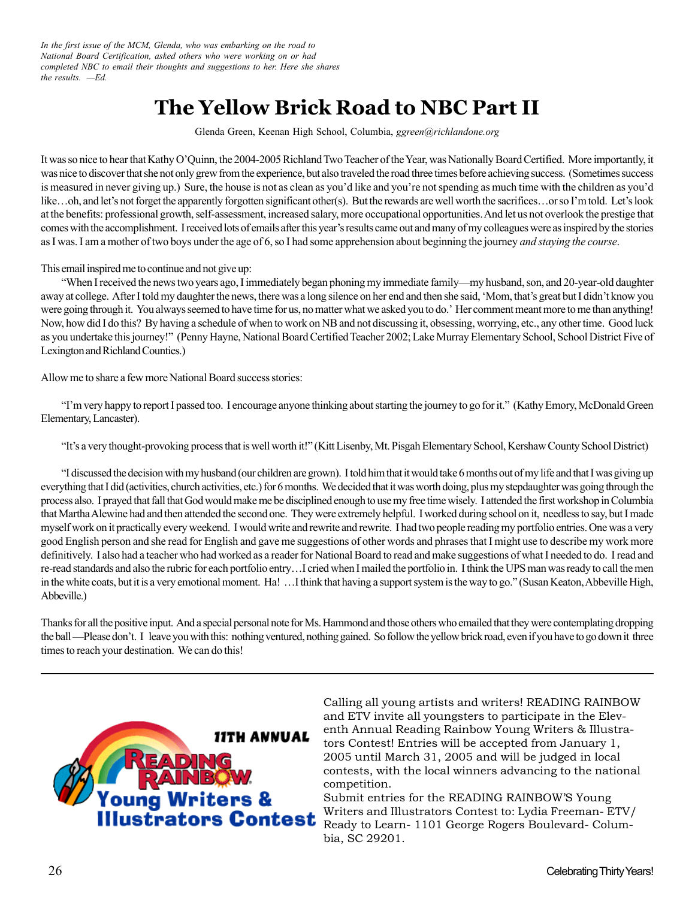*In the first issue of the MCM, Glenda, who was embarking on the road to National Board Certification, asked others who were working on or had completed NBC to email their thoughts and suggestions to her. Here she shares the results. —Ed.*

# The Yellow Brick Road to NBC Part II

Glenda Green, Keenan High School, Columbia, *ggreen@richlandone.org*

It was so nice to hear that Kathy O'Quinn, the 2004-2005 Richland Two Teacher of the Year, was Nationally Board Certified. More importantly, it was nice to discover that she not only grew from the experience, but also traveled the road three times before achieving success. (Sometimes success is measured in never giving up.) Sure, the house is not as clean as you'd like and you're not spending as much time with the children as you'd like…oh, and let's not forget the apparently forgotten significant other(s). But the rewards are well worth the sacrifices…or so I'm told. Let's look at the benefits: professional growth, self-assessment, increased salary, more occupational opportunities. And let us not overlook the prestige that comes with the accomplishment. I received lots of emails after this year's results came out and many of my colleagues were as inspired by the stories as I was. I am a mother of two boys under the age of 6, so I had some apprehension about beginning the journey *and staying the course*.

This email inspired me to continue and not give up:

"When I received the news two years ago, I immediately began phoning my immediate family—my husband, son, and 20-year-old daughter away at college. After I told my daughter the news, there was a long silence on her end and then she said, 'Mom, that's great but I didn't know you were going through it. You always seemed to have time for us, no matter what we asked you to do.' Her comment meant more to me than anything! Now, how did I do this? By having a schedule of when to work on NB and not discussing it, obsessing, worrying, etc., any other time. Good luck as you undertake this journey!" (Penny Hayne, National Board Certified Teacher 2002; Lake Murray Elementary School, School District Five of Lexington and Richland Counties.)

Allow me to share a few more National Board success stories:

"I'm very happy to report I passed too. I encourage anyone thinking about starting the journey to go for it." (Kathy Emory, McDonald Green Elementary, Lancaster).

"It's a very thought-provoking process that is well worth it!" (Kitt Lisenby, Mt. Pisgah Elementary School, Kershaw County School District)

"I discussed the decision with my husband (our children are grown). I told him that it would take 6 months out of my life and that I was giving up everything that I did (activities, church activities, etc.) for 6 months. We decided that it was worth doing, plus my stepdaughter was going through the process also. I prayed that fall that God would make me be disciplined enough to use my free time wisely. I attended the first workshop in Columbia that Martha Alewine had and then attended the second one. They were extremely helpful. I worked during school on it, needless to say, but I made myself work on it practically every weekend. I would write and rewrite and rewrite. I had two people reading my portfolio entries. One was a very good English person and she read for English and gave me suggestions of other words and phrases that I might use to describe my work more definitively. I also had a teacher who had worked as a reader for National Board to read and make suggestions of what I needed to do. I read and re-read standards and also the rubric for each portfolio entry…I cried when I mailed the portfolio in. I think the UPS man was ready to call the men in the white coats, but it is a very emotional moment. Ha! …I think that having a support system is the way to go." (Susan Keaton, Abbeville High, Abbeville.)

Thanks for all the positive input. And a special personal note for Ms. Hammond and those others who emailed that they were contemplating dropping the ball —Please don't. I leave you with this: nothing ventured, nothing gained. So follow the yellow brick road, even if you have to go down it three times to reach your destination. We can do this!

---

**11TH ANNUAL READING RAINBOW Young Writers & Illustrators Contest**

Calling all young artists and writers! READING RAINBOW and ETV invite all youngsters to participate in the Eleventh Annual Reading Rainbow Young Writers & Illustrators Contest! Entries will be accepted from January 1, 2005 until March 31, 2005 and will be judged in local contests, with the local winners advancing to the national competition.

Submit entries for the READING RAINBOW'S Young Writers and Illustrators Contest to: Lydia Freeman- ETV/ Ready to Learn- 1101 George Rogers Boulevard- Columbia, SC 29201.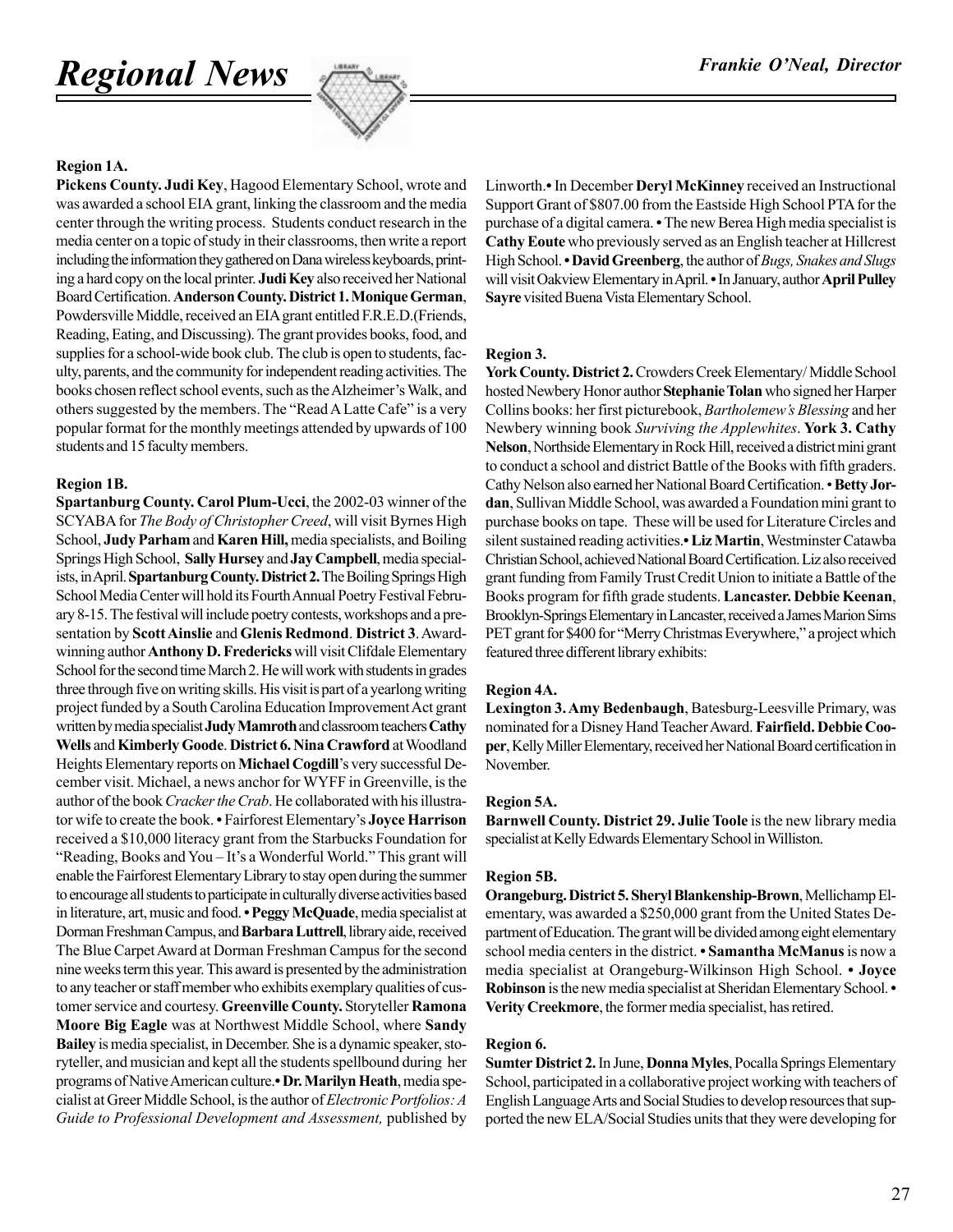# Regional News

*Frankie O'Neal, Director*

**Region 1A.**

**Pickens County. Judi Key**, Hagood Elementary School, wrote and was awarded a school EIA grant, linking the classroom and the media center through the writing process. Students conduct research in the media center on a topic of study in their classrooms, then write a report including the information they gathered on Dana wireless keyboards, printing a hard copy on the local printer. **Judi Key** also received her National Board Certification. **Anderson County. District 1. Monique German**, Powdersville Middle, received an EIA grant entitled F.R.E.D.(Friends, Reading, Eating, and Discussing). The grant provides books, food, and supplies for a school-wide book club. The club is open to students, faculty, parents, and the community for independent reading activities. The books chosen reflect school events, such as the Alzheimer's Walk, and others suggested by the members. The "Read A Latte Cafe" is a very popular format for the monthly meetings attended by upwards of 100 students and 15 faculty members.

**Region 1B.**

**Spartanburg County. Carol Plum-Ucci**, the 2002-03 winner of the SCYABA for *The Body of Christopher Creed*, will visit Byrnes High School, **Judy Parham** and **Karen Hill,** media specialists, and Boiling Springs High School, **Sally Hursey** and **Jay Campbell**, media specialists, in April. **Spartanburg County. District 2.** The Boiling Springs High School Media Center will hold its Fourth Annual Poetry Festival February 8-15. The festival will include poetry contests, workshops and a presentation by **Scott Ainslie** and **Glenis Redmond**. **District 3**. Award-winning author **Anthony D. Fredericks** will visit Clifdale Elementary School for the second time March 2. He will work with students in grades three through five on writing skills. His visit is part of a yearlong writing project funded by a South Carolina Education Improvement Act grant written by media specialist **Judy Mamroth** and classroom teachers **Cathy Wells** and **Kimberly Goode**. **District 6. Nina Crawford** at Woodland Heights Elementary reports on **Michael Cogdill**'s very successful December visit. Michael, a news anchor for WYFF in Greenville, is the author of the book *Cracker the Crab*. He collaborated with his illustrator wife to create the book. • Fairforest Elementary's **Joyce Harrison** received a $10,000 literacy grant from the Starbucks Foundation for "Reading, Books and You – It's a Wonderful World." This grant will enable the Fairforest Elementary Library to stay open during the summer to encourage all students to participate in culturally diverse activities based in literature, art, music and food. • **Peggy McQuade**, media specialist at Dorman Freshman Campus, and **Barbara Luttrell**, library aide, received The Blue Carpet Award at Dorman Freshman Campus for the second nine weeks term this year. This award is presented by the administration to any teacher or staff member who exhibits exemplary qualities of customer service and courtesy. **Greenville County.** Storyteller **Ramona Moore Big Eagle** was at Northwest Middle School, where **Sandy Bailey** is media specialist, in December. She is a dynamic speaker, storyteller, and musician and kept all the students spellbound during her programs of Native American culture.• **Dr. Marilyn Heath**, media specialist at Greer Middle School, is the author of *Electronic Portfolios: A Guide to Professional Development and Assessment,* published by Linworth.• In December **Deryl McKinney** received an Instructional Support Grant of $807.00 from the Eastside High School PTA for the purchase of a digital camera. • The new Berea High media specialist is **Cathy Eoute** who previously served as an English teacher at Hillcrest High School. • **David Greenberg**, the author of *Bugs, Snakes and Slugs* will visit Oakview Elementary in April. • In January, author **April Pulley Sayre** visited Buena Vista Elementary School.

**Region 3.**

**York County. District 2.** Crowders Creek Elementary/ Middle School hosted Newbery Honor author **Stephanie Tolan** who signed her Harper Collins books: her first picturebook, *Bartholemew's Blessing* and her Newbery winning book *Surviving the Applewhites*. **York 3. Cathy Nelson**, Northside Elementary in Rock Hill, received a district mini grant to conduct a school and district Battle of the Books with fifth graders. Cathy Nelson also earned her National Board Certification. • **Betty Jordan**, Sullivan Middle School, was awarded a Foundation mini grant to purchase books on tape. These will be used for Literature Circles and silent sustained reading activities.• **Liz Martin**, Westminster Catawba Christian School, achieved National Board Certification. Liz also received grant funding from Family Trust Credit Union to initiate a Battle of the Books program for fifth grade students. **Lancaster. Debbie Keenan**, Brooklyn-Springs Elementary in Lancaster, received a James Marion Sims PET grant for $400 for "Merry Christmas Everywhere," a project which featured three different library exhibits:

**Region 4A.**

**Lexington 3. Amy Bedenbaugh**, Batesburg-Leesville Primary, was nominated for a Disney Hand Teacher Award. **Fairfield. Debbie Cooper**, Kelly Miller Elementary, received her National Board certification in November.

**Region 5A.**

**Barnwell County. District 29. Julie Toole** is the new library media specialist at Kelly Edwards Elementary School in Williston.

**Region 5B.**

**Orangeburg. District 5. Sheryl Blankenship-Brown**, Mellichamp Elementary, was awarded a $250,000 grant from the United States Department of Education. The grant will be divided among eight elementary school media centers in the district. • **Samantha McManus** is now a media specialist at Orangeburg-Wilkinson High School. • **Joyce Robinson** is the new media specialist at Sheridan Elementary School. • **Verity Creekmore**, the former media specialist, has retired.

**Region 6.**

**Sumter District 2.** In June, **Donna Myles**, Pocalla Springs Elementary School, participated in a collaborative project working with teachers of English Language Arts and Social Studies to develop resources that supported the new ELA/Social Studies units that they were developing for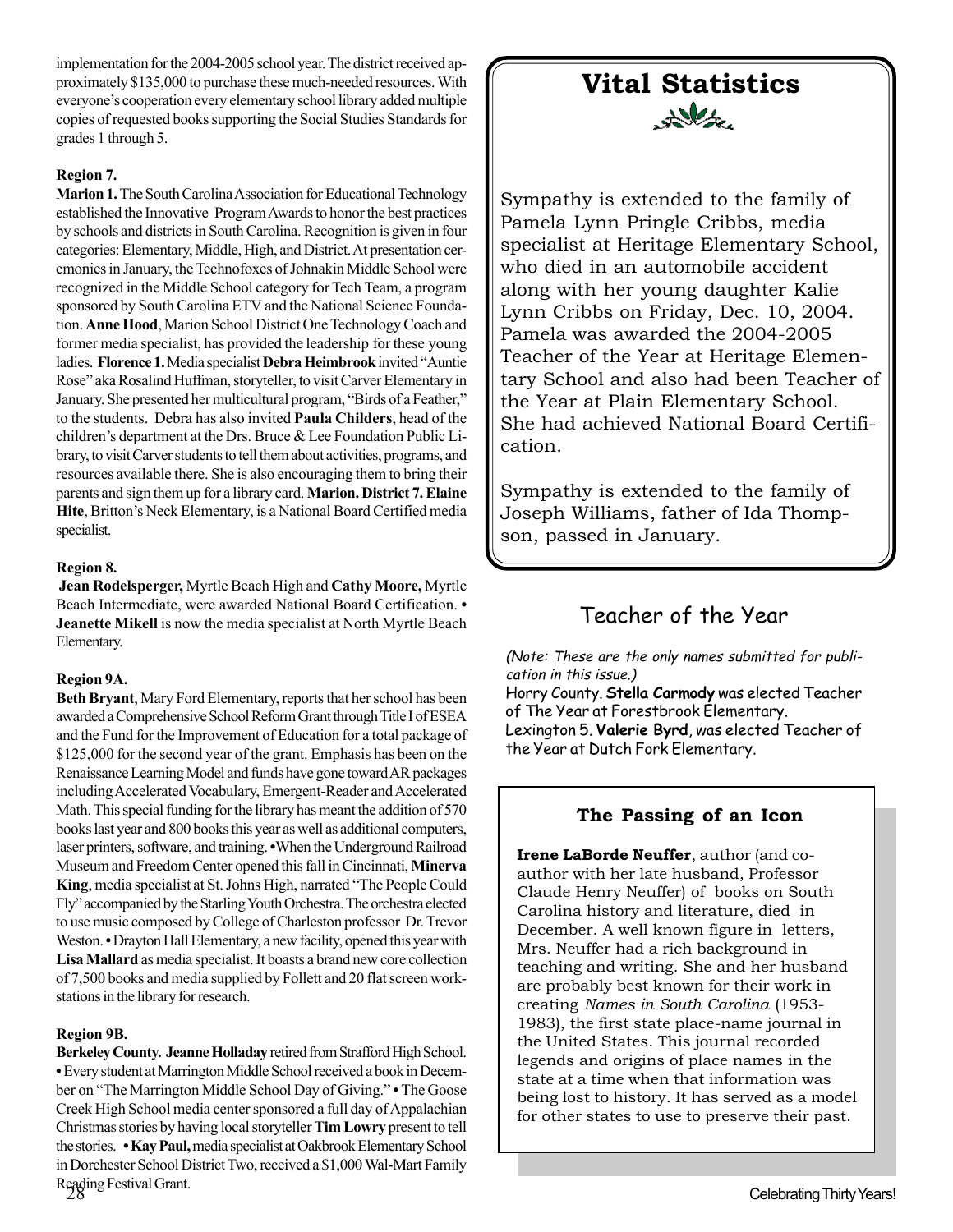implementation for the 2004-2005 school year. The district received approximately $135,000 to purchase these much-needed resources. With everyone's cooperation every elementary school library added multiple copies of requested books supporting the Social Studies Standards for grades 1 through 5.

**Region 7.**

**Marion 1.** The South Carolina Association for Educational Technology established the Innovative Program Awards to honor the best practices by schools and districts in South Carolina. Recognition is given in four categories: Elementary, Middle, High, and District. At presentation ceremonies in January, the Technofoxes of Johnakin Middle School were recognized in the Middle School category for Tech Team, a program sponsored by South Carolina ETV and the National Science Foundation. **Anne Hood**, Marion School District One Technology Coach and former media specialist, has provided the leadership for these young ladies. **Florence 1.** Media specialist **Debra Heimbrook** invited "Auntie Rose" aka Rosalind Huffman, storyteller, to visit Carver Elementary in January. She presented her multicultural program, "Birds of a Feather," to the students. Debra has also invited **Paula Childers**, head of the children's department at the Drs. Bruce & Lee Foundation Public Library, to visit Carver students to tell them about activities, programs, and resources available there. She is also encouraging them to bring their parents and sign them up for a library card. **Marion. District 7. Elaine Hite**, Britton's Neck Elementary, is a National Board Certified media specialist.

**Region 8.**

**Jean Rodelsperger,** Myrtle Beach High and **Cathy Moore,** Myrtle Beach Intermediate, were awarded National Board Certification. • **Jeanette Mikell** is now the media specialist at North Myrtle Beach Elementary.

**Region 9A.**

**Beth Bryant**, Mary Ford Elementary, reports that her school has been awarded a Comprehensive School Reform Grant through Title I of ESEA and the Fund for the Improvement of Education for a total package of $125,000 for the second year of the grant. Emphasis has been on the Renaissance Learning Model and funds have gone toward AR packages including Accelerated Vocabulary, Emergent-Reader and Accelerated Math. This special funding for the library has meant the addition of 570 books last year and 800 books this year as well as additional computers, laser printers, software, and training. • When the Underground Railroad Museum and Freedom Center opened this fall in Cincinnati, **Minerva King**, media specialist at St. Johns High, narrated "The People Could Fly" accompanied by the Starling Youth Orchestra. The orchestra elected to use music composed by College of Charleston professor Dr. Trevor Weston. • Drayton Hall Elementary, a new facility, opened this year with **Lisa Mallard** as media specialist. It boasts a brand new core collection of 7,500 books and media supplied by Follett and 20 flat screen workstations in the library for research.

**Region 9B.**

**Berkeley County. Jeanne Holladay** retired from Strafford High School. • Every student at Marrington Middle School received a book in December on "The Marrington Middle School Day of Giving." • The Goose Creek High School media center sponsored a full day of Appalachian Christmas stories by having local storyteller **Tim Lowry** present to tell the stories. • **Kay Paul,** media specialist at Oakbrook Elementary School in Dorchester School District Two, received a $1,000 Wal-Mart Family Reading Festival Grant.

## Vital Statistics

Sympathy is extended to the family of Pamela Lynn Pringle Cribbs, media specialist at Heritage Elementary School, who died in an automobile accident along with her young daughter Kalie Lynn Cribbs on Friday, Dec. 10, 2004. Pamela was awarded the 2004-2005 Teacher of the Year at Heritage Elementary School and also had been Teacher of the Year at Plain Elementary School. She had achieved National Board Certification.

Sympathy is extended to the family of Joseph Williams, father of Ida Thompson, passed in January.

## Teacher of the Year

*(Note: These are the only names submitted for publication in this issue.)*

Horry County. **Stella Carmody** was elected Teacher of The Year at Forestbrook Elementary.

Lexington 5. **Valerie Byrd**, was elected Teacher of the Year at Dutch Fork Elementary.

### The Passing of an Icon

**Irene LaBorde Neuffer**, author (and co-author with her late husband, Professor Claude Henry Neuffer) of books on South Carolina history and literature, died in December. A well known figure in letters, Mrs. Neuffer had a rich background in teaching and writing. She and her husband are probably best known for their work in creating *Names in South Carolina* (1953-1983), the first state place-name journal in the United States. This journal recorded legends and origins of place names in the state at a time when that information was being lost to history. It has served as a model for other states to use to preserve their past.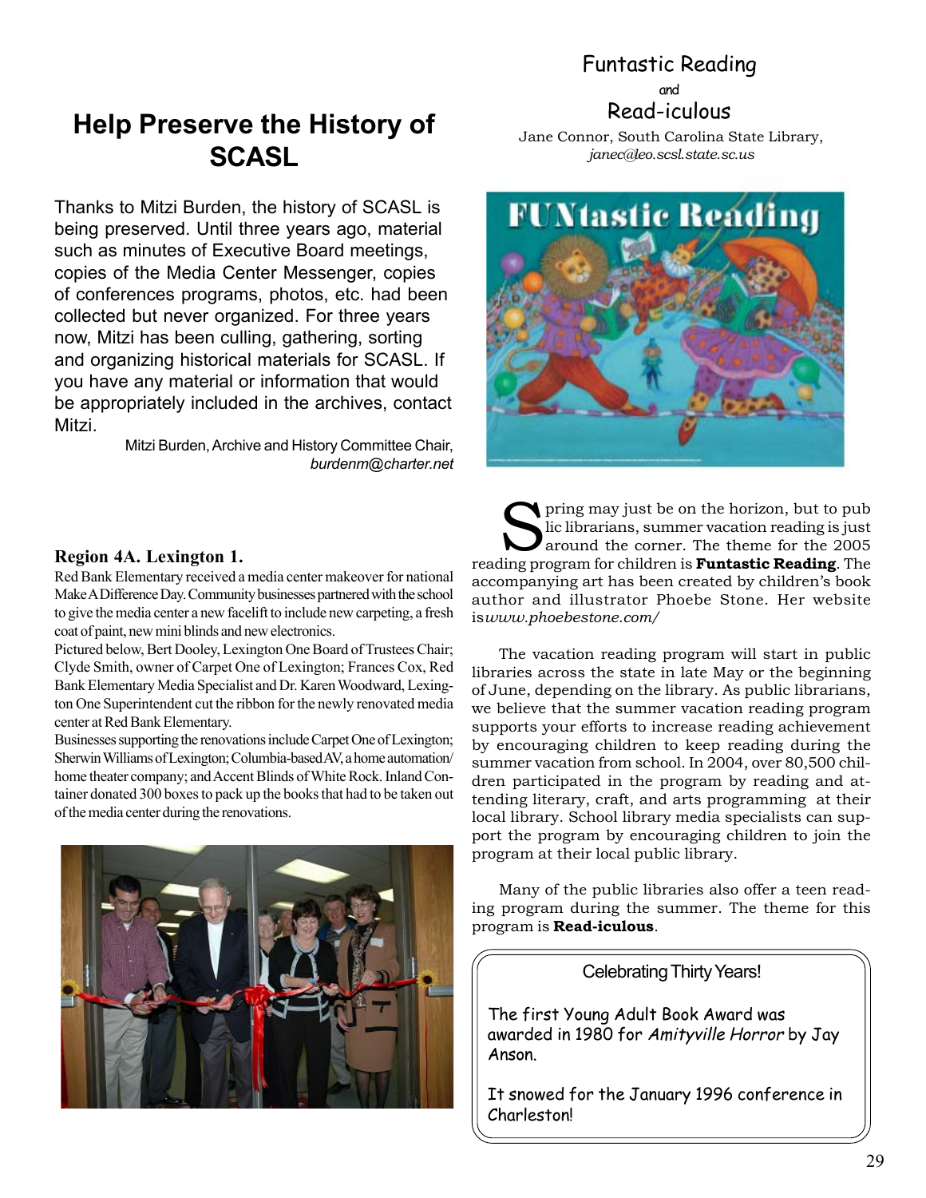## Help Preserve the History of SCASL

Thanks to Mitzi Burden, the history of SCASL is being preserved. Until three years ago, material such as minutes of Executive Board meetings, copies of the Media Center Messenger, copies of conferences programs, photos, etc. had been collected but never organized. For three years now, Mitzi has been culling, gathering, sorting and organizing historical materials for SCASL. If you have any material or information that would be appropriately included in the archives, contact Mitzi.

Mitzi Burden, Archive and History Committee Chair,
*burdenm@charter.net*

**Region 4A. Lexington 1.**

Red Bank Elementary received a media center makeover for national Make A Difference Day. Community businesses partnered with the school to give the media center a new facelift to include new carpeting, a fresh coat of paint, new mini blinds and new electronics.

Pictured below, Bert Dooley, Lexington One Board of Trustees Chair; Clyde Smith, owner of Carpet One of Lexington; Frances Cox, Red Bank Elementary Media Specialist and Dr. Karen Woodward, Lexington One Superintendent cut the ribbon for the newly renovated media center at Red Bank Elementary.

Businesses supporting the renovations include Carpet One of Lexington; Sherwin Williams of Lexington; Columbia-based AV, a home automation/home theater company; and Accent Blinds of White Rock. Inland Container donated 300 boxes to pack up the books that had to be taken out of the media center during the renovations.

## Funtastic Reading
and
## Read-iculous

Jane Connor, South Carolina State Library,
*janec@leo.scsl.state.sc.us*

Spring may just be on the horizon, but to public librarians, summer vacation reading is just around the corner. The theme for the 2005 reading program for children is **Funtastic Reading**. The accompanying art has been created by children's book author and illustrator Phoebe Stone. Her website is *www.phoebestone.com/*

The vacation reading program will start in public libraries across the state in late May or the beginning of June, depending on the library. As public librarians, we believe that the summer vacation reading program supports your efforts to increase reading achievement by encouraging children to keep reading during the summer vacation from school. In 2004, over 80,500 children participated in the program by reading and attending literary, craft, and arts programming at their local library. School library media specialists can support the program by encouraging children to join the program at their local public library.

Many of the public libraries also offer a teen reading program during the summer. The theme for this program is **Read-iculous**.

### Celebrating Thirty Years!

The first Young Adult Book Award was awarded in 1980 for *Amityville Horror* by Jay Anson.

It snowed for the January 1996 conference in Charleston!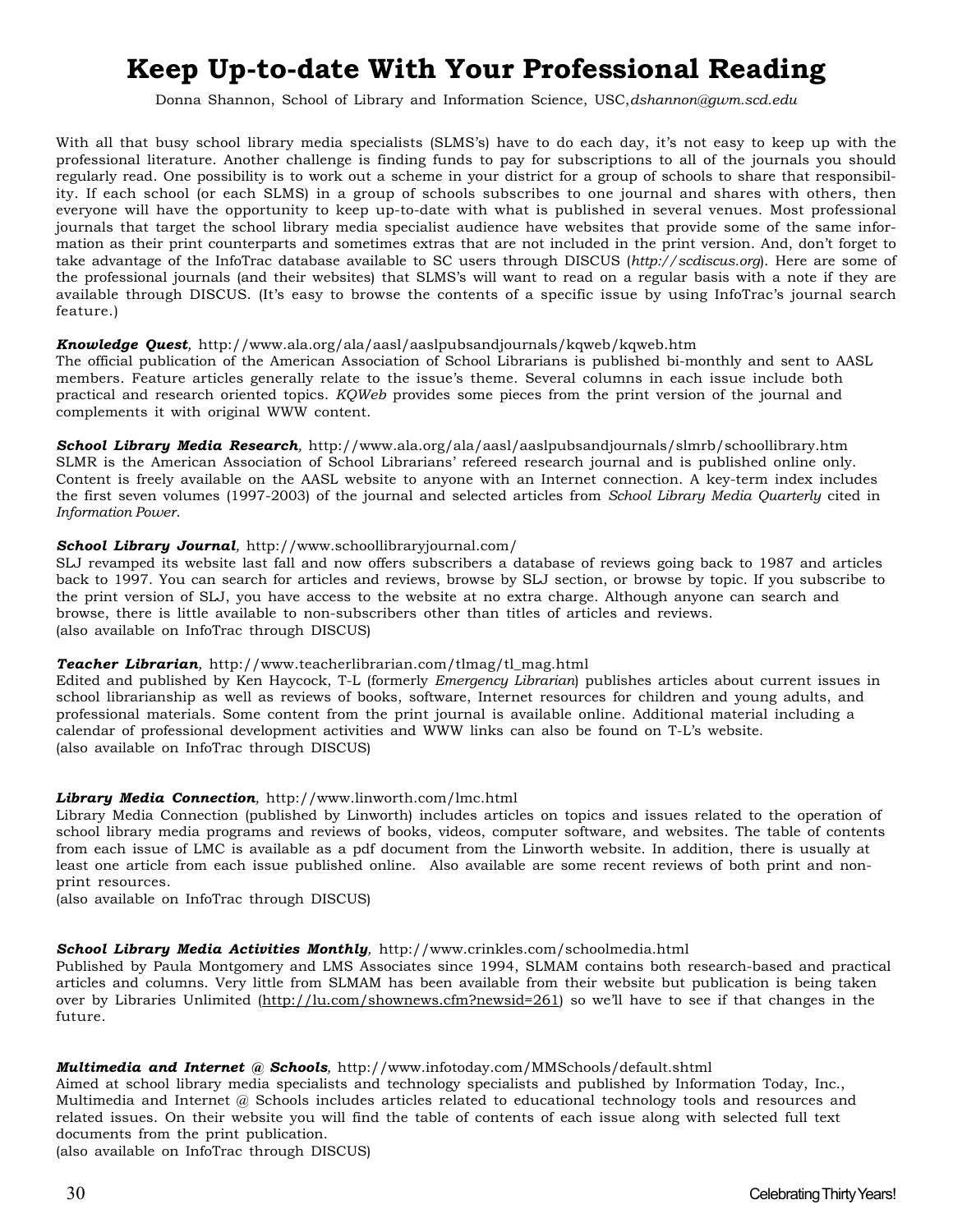# Keep Up-to-date With Your Professional Reading

Donna Shannon, School of Library and Information Science, USC, *dshannon@gwm.scd.edu*

With all that busy school library media specialists (SLMS's) have to do each day, it's not easy to keep up with the professional literature. Another challenge is finding funds to pay for subscriptions to all of the journals you should regularly read. One possibility is to work out a scheme in your district for a group of schools to share that responsibility. If each school (or each SLMS) in a group of schools subscribes to one journal and shares with others, then everyone will have the opportunity to keep up-to-date with what is published in several venues. Most professional journals that target the school library media specialist audience have websites that provide some of the same information as their print counterparts and sometimes extras that are not included in the print version. And, don't forget to take advantage of the InfoTrac database available to SC users through DISCUS (*http://scdiscus.org*). Here are some of the professional journals (and their websites) that SLMS's will want to read on a regular basis with a note if they are available through DISCUS. (It's easy to browse the contents of a specific issue by using InfoTrac's journal search feature.)

***Knowledge Quest***, http://www.ala.org/ala/aasl/aaslpubsandjournals/kqweb/kqweb.htm
The official publication of the American Association of School Librarians is published bi-monthly and sent to AASL members. Feature articles generally relate to the issue's theme. Several columns in each issue include both practical and research oriented topics. *KQWeb* provides some pieces from the print version of the journal and complements it with original WWW content.

***School Library Media Research***, http://www.ala.org/ala/aasl/aaslpubsandjournals/slmrb/schoollibrary.htm
SLMR is the American Association of School Librarians' refereed research journal and is published online only. Content is freely available on the AASL website to anyone with an Internet connection. A key-term index includes the first seven volumes (1997-2003) of the journal and selected articles from *School Library Media Quarterly* cited in *Information Power*.

***School Library Journal***, http://www.schoollibraryjournal.com/
SLJ revamped its website last fall and now offers subscribers a database of reviews going back to 1987 and articles back to 1997. You can search for articles and reviews, browse by SLJ section, or browse by topic. If you subscribe to the print version of SLJ, you have access to the website at no extra charge. Although anyone can search and browse, there is little available to non-subscribers other than titles of articles and reviews.
(also available on InfoTrac through DISCUS)

***Teacher Librarian***, http://www.teacherlibrarian.com/tlmag/tl_mag.html
Edited and published by Ken Haycock, T-L (formerly *Emergency Librarian*) publishes articles about current issues in school librarianship as well as reviews of books, software, Internet resources for children and young adults, and professional materials. Some content from the print journal is available online. Additional material including a calendar of professional development activities and WWW links can also be found on T-L's website.
(also available on InfoTrac through DISCUS)

***Library Media Connection***, http://www.linworth.com/lmc.html
Library Media Connection (published by Linworth) includes articles on topics and issues related to the operation of school library media programs and reviews of books, videos, computer software, and websites. The table of contents from each issue of LMC is available as a pdf document from the Linworth website. In addition, there is usually at least one article from each issue published online. Also available are some recent reviews of both print and non-print resources.
(also available on InfoTrac through DISCUS)

***School Library Media Activities Monthly***, http://www.crinkles.com/schoolmedia.html
Published by Paula Montgomery and LMS Associates since 1994, SLMAM contains both research-based and practical articles and columns. Very little from SLMAM has been available from their website but publication is being taken over by Libraries Unlimited (http://lu.com/shownews.cfm?newsid=261) so we'll have to see if that changes in the future.

***Multimedia and Internet @ Schools***, http://www.infotoday.com/MMSchools/default.shtml
Aimed at school library media specialists and technology specialists and published by Information Today, Inc., Multimedia and Internet @ Schools includes articles related to educational technology tools and resources and related issues. On their website you will find the table of contents of each issue along with selected full text documents from the print publication.
(also available on InfoTrac through DISCUS)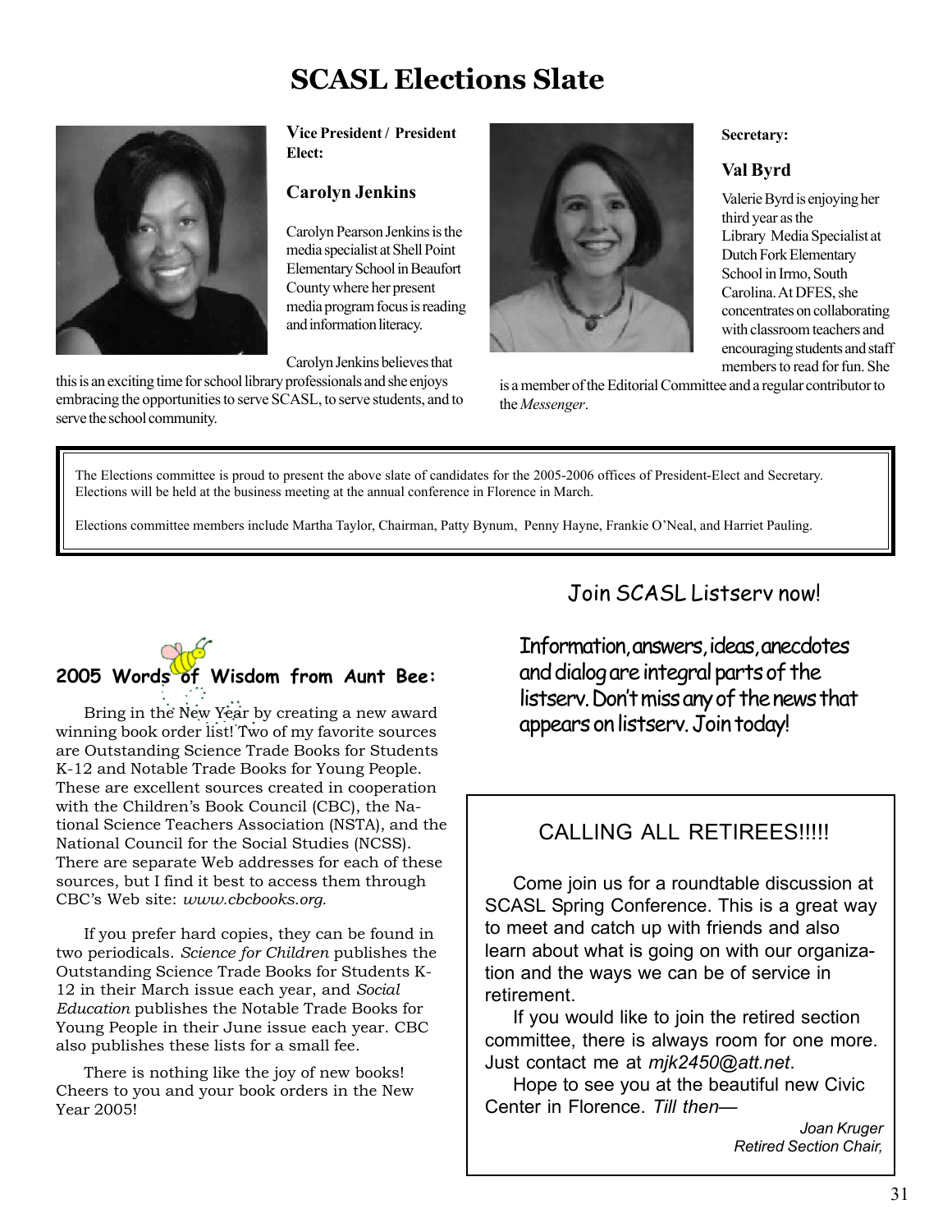# SCASL Elections Slate

**Vice President / President Elect:**

### Carolyn Jenkins

Carolyn Pearson Jenkins is the media specialist at Shell Point Elementary School in Beaufort County where her present media program focus is reading and information literacy.

Carolyn Jenkins believes that this is an exciting time for school library professionals and she enjoys embracing the opportunities to serve SCASL, to serve students, and to serve the school community.

**Secretary:**

### Val Byrd

Valerie Byrd is enjoying her third year as the Library Media Specialist at Dutch Fork Elementary School in Irmo, South Carolina. At DFES, she concentrates on collaborating with classroom teachers and encouraging students and staff members to read for fun. She is a member of the Editorial Committee and a regular contributor to the *Messenger*.

The Elections committee is proud to present the above slate of candidates for the 2005-2006 offices of President-Elect and Secretary. Elections will be held at the business meeting at the annual conference in Florence in March.

Elections committee members include Martha Taylor, Chairman, Patty Bynum, Penny Hayne, Frankie O'Neal, and Harriet Pauling.

## 2005 Words of Wisdom from Aunt Bee:

Bring in the New Year by creating a new award winning book order list! Two of my favorite sources are Outstanding Science Trade Books for Students K-12 and Notable Trade Books for Young People. These are excellent sources created in cooperation with the Children's Book Council (CBC), the National Science Teachers Association (NSTA), and the National Council for the Social Studies (NCSS). There are separate Web addresses for each of these sources, but I find it best to access them through CBC's Web site: *www.cbcbooks.org*.

If you prefer hard copies, they can be found in two periodicals. *Science for Children* publishes the Outstanding Science Trade Books for Students K-12 in their March issue each year, and *Social Education* publishes the Notable Trade Books for Young People in their June issue each year. CBC also publishes these lists for a small fee.

There is nothing like the joy of new books! Cheers to you and your book orders in the New Year 2005!

## Join SCASL Listserv now!

Information, answers, ideas, anecdotes and dialog are integral parts of the listserv. Don't miss any of the news that appears on listserv. Join today!

## CALLING ALL RETIREES!!!!!

Come join us for a roundtable discussion at SCASL Spring Conference. This is a great way to meet and catch up with friends and also learn about what is going on with our organization and the ways we can be of service in retirement.

If you would like to join the retired section committee, there is always room for one more. Just contact me at *mjk2450@att.net*.

Hope to see you at the beautiful new Civic Center in Florence. *Till then—*

*Joan Kruger*
*Retired Section Chair,*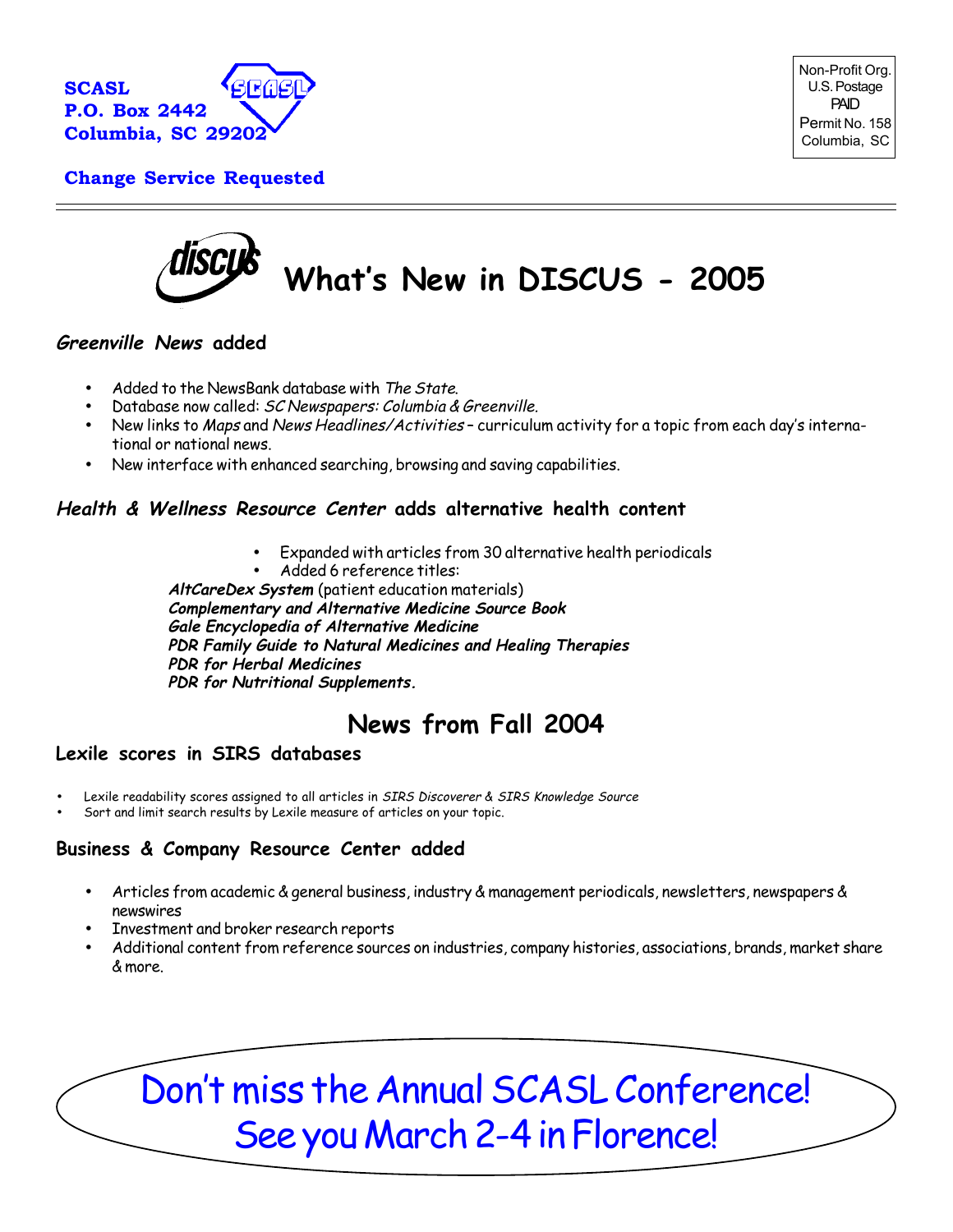SCASL
P.O. Box 2442
Columbia, SC 29202

Change Service Requested

Non-Profit Org.
U.S. Postage
PAID
Permit No. 158
Columbia, SC

# What's New in DISCUS - 2005

### *Greenville News* added

- Added to the NewsBank database with *The State*.
- Database now called: *SC Newspapers: Columbia & Greenville.*
- New links to *Maps* and *News Headlines/Activities* – curriculum activity for a topic from each day's international or national news.
- New interface with enhanced searching, browsing and saving capabilities.

### *Health & Wellness Resource Center* adds alternative health content

- Expanded with articles from 30 alternative health periodicals
- Added 6 reference titles:

***AltCareDex System*** (patient education materials)
***Complementary and Alternative Medicine Source Book***
***Gale Encyclopedia of Alternative Medicine***
***PDR Family Guide to Natural Medicines and Healing Therapies***
***PDR for Herbal Medicines***
***PDR for Nutritional Supplements.***

## News from Fall 2004

### Lexile scores in SIRS databases

- Lexile readability scores assigned to all articles in *SIRS Discoverer* & *SIRS Knowledge Source*
- Sort and limit search results by Lexile measure of articles on your topic.

### Business & Company Resource Center added

- Articles from academic & general business, industry & management periodicals, newsletters, newspapers & newswires
- Investment and broker research reports
- Additional content from reference sources on industries, company histories, associations, brands, market share & more.

Don't miss the Annual SCASL Conference!
See you March 2-4 in Florence!